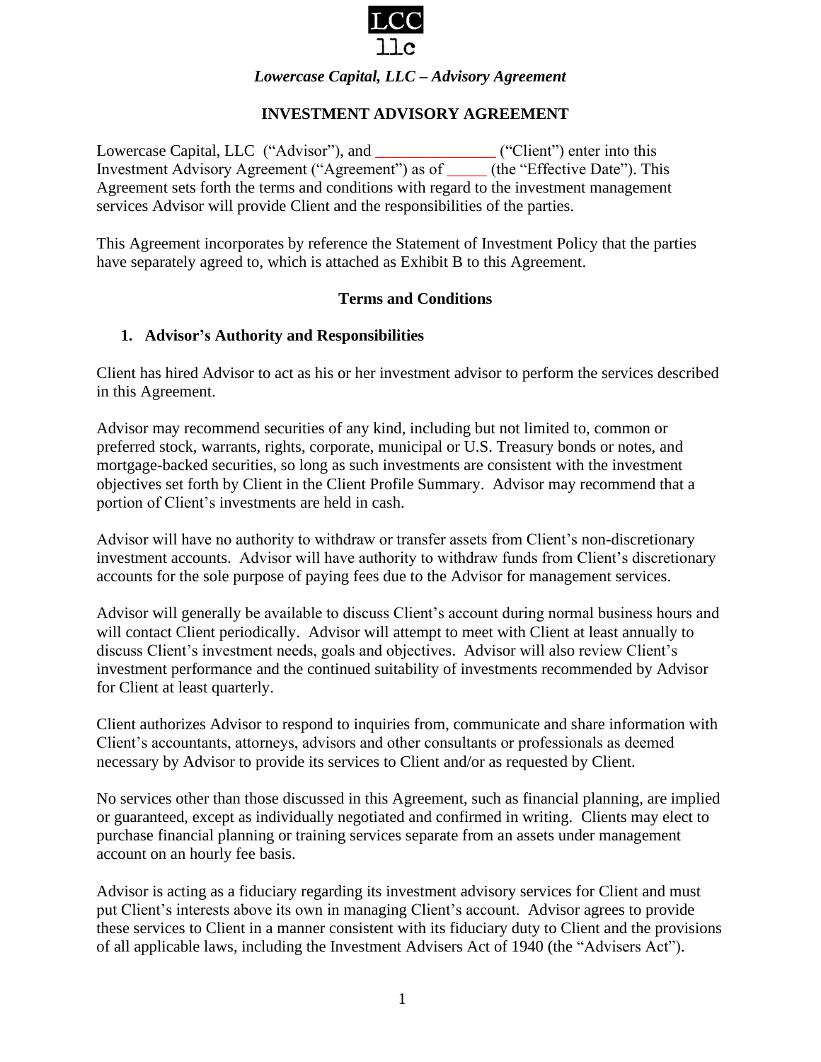LCC
llc

*Lowercase Capital, LLC – Advisory Agreement*

## INVESTMENT ADVISORY AGREEMENT

Lowercase Capital, LLC ("Advisor"), and _______________ ("Client") enter into this Investment Advisory Agreement ("Agreement") as of _____ (the "Effective Date"). This Agreement sets forth the terms and conditions with regard to the investment management services Advisor will provide Client and the responsibilities of the parties.

This Agreement incorporates by reference the Statement of Investment Policy that the parties have separately agreed to, which is attached as Exhibit B to this Agreement.

### Terms and Conditions

#### 1. Advisor's Authority and Responsibilities

Client has hired Advisor to act as his or her investment advisor to perform the services described in this Agreement.

Advisor may recommend securities of any kind, including but not limited to, common or preferred stock, warrants, rights, corporate, municipal or U.S. Treasury bonds or notes, and mortgage-backed securities, so long as such investments are consistent with the investment objectives set forth by Client in the Client Profile Summary. Advisor may recommend that a portion of Client's investments are held in cash.

Advisor will have no authority to withdraw or transfer assets from Client's non-discretionary investment accounts. Advisor will have authority to withdraw funds from Client's discretionary accounts for the sole purpose of paying fees due to the Advisor for management services.

Advisor will generally be available to discuss Client's account during normal business hours and will contact Client periodically. Advisor will attempt to meet with Client at least annually to discuss Client's investment needs, goals and objectives. Advisor will also review Client's investment performance and the continued suitability of investments recommended by Advisor for Client at least quarterly.

Client authorizes Advisor to respond to inquiries from, communicate and share information with Client's accountants, attorneys, advisors and other consultants or professionals as deemed necessary by Advisor to provide its services to Client and/or as requested by Client.

No services other than those discussed in this Agreement, such as financial planning, are implied or guaranteed, except as individually negotiated and confirmed in writing. Clients may elect to purchase financial planning or training services separate from an assets under management account on an hourly fee basis.

Advisor is acting as a fiduciary regarding its investment advisory services for Client and must put Client's interests above its own in managing Client's account. Advisor agrees to provide these services to Client in a manner consistent with its fiduciary duty to Client and the provisions of all applicable laws, including the Investment Advisers Act of 1940 (the "Advisers Act").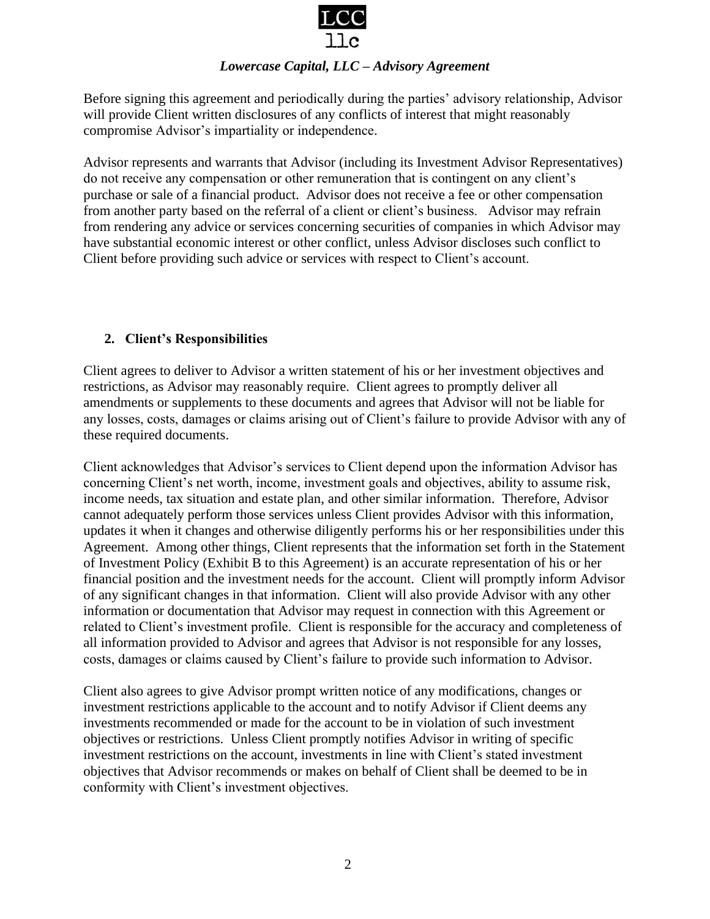Before signing this agreement and periodically during the parties' advisory relationship, Advisor will provide Client written disclosures of any conflicts of interest that might reasonably compromise Advisor's impartiality or independence.

Advisor represents and warrants that Advisor (including its Investment Advisor Representatives) do not receive any compensation or other remuneration that is contingent on any client's purchase or sale of a financial product. Advisor does not receive a fee or other compensation from another party based on the referral of a client or client's business. Advisor may refrain from rendering any advice or services concerning securities of companies in which Advisor may have substantial economic interest or other conflict, unless Advisor discloses such conflict to Client before providing such advice or services with respect to Client's account.

## 2. Client's Responsibilities

Client agrees to deliver to Advisor a written statement of his or her investment objectives and restrictions, as Advisor may reasonably require. Client agrees to promptly deliver all amendments or supplements to these documents and agrees that Advisor will not be liable for any losses, costs, damages or claims arising out of Client's failure to provide Advisor with any of these required documents.

Client acknowledges that Advisor's services to Client depend upon the information Advisor has concerning Client's net worth, income, investment goals and objectives, ability to assume risk, income needs, tax situation and estate plan, and other similar information. Therefore, Advisor cannot adequately perform those services unless Client provides Advisor with this information, updates it when it changes and otherwise diligently performs his or her responsibilities under this Agreement. Among other things, Client represents that the information set forth in the Statement of Investment Policy (Exhibit B to this Agreement) is an accurate representation of his or her financial position and the investment needs for the account. Client will promptly inform Advisor of any significant changes in that information. Client will also provide Advisor with any other information or documentation that Advisor may request in connection with this Agreement or related to Client's investment profile. Client is responsible for the accuracy and completeness of all information provided to Advisor and agrees that Advisor is not responsible for any losses, costs, damages or claims caused by Client's failure to provide such information to Advisor.

Client also agrees to give Advisor prompt written notice of any modifications, changes or investment restrictions applicable to the account and to notify Advisor if Client deems any investments recommended or made for the account to be in violation of such investment objectives or restrictions. Unless Client promptly notifies Advisor in writing of specific investment restrictions on the account, investments in line with Client's stated investment objectives that Advisor recommends or makes on behalf of Client shall be deemed to be in conformity with Client's investment objectives.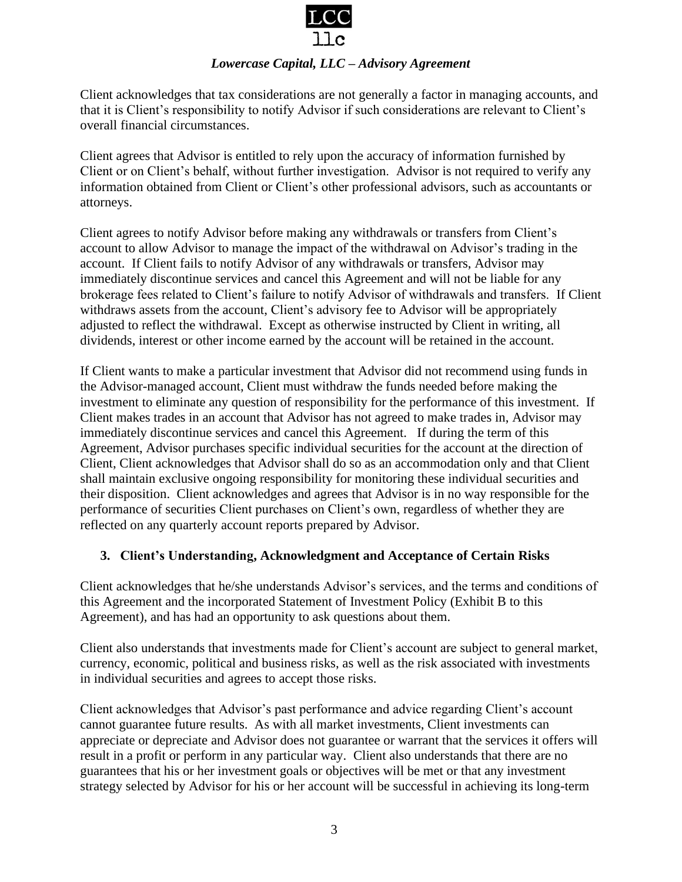Client acknowledges that tax considerations are not generally a factor in managing accounts, and that it is Client's responsibility to notify Advisor if such considerations are relevant to Client's overall financial circumstances.

Client agrees that Advisor is entitled to rely upon the accuracy of information furnished by Client or on Client's behalf, without further investigation. Advisor is not required to verify any information obtained from Client or Client's other professional advisors, such as accountants or attorneys.

Client agrees to notify Advisor before making any withdrawals or transfers from Client's account to allow Advisor to manage the impact of the withdrawal on Advisor's trading in the account. If Client fails to notify Advisor of any withdrawals or transfers, Advisor may immediately discontinue services and cancel this Agreement and will not be liable for any brokerage fees related to Client's failure to notify Advisor of withdrawals and transfers. If Client withdraws assets from the account, Client's advisory fee to Advisor will be appropriately adjusted to reflect the withdrawal. Except as otherwise instructed by Client in writing, all dividends, interest or other income earned by the account will be retained in the account.

If Client wants to make a particular investment that Advisor did not recommend using funds in the Advisor-managed account, Client must withdraw the funds needed before making the investment to eliminate any question of responsibility for the performance of this investment. If Client makes trades in an account that Advisor has not agreed to make trades in, Advisor may immediately discontinue services and cancel this Agreement. If during the term of this Agreement, Advisor purchases specific individual securities for the account at the direction of Client, Client acknowledges that Advisor shall do so as an accommodation only and that Client shall maintain exclusive ongoing responsibility for monitoring these individual securities and their disposition. Client acknowledges and agrees that Advisor is in no way responsible for the performance of securities Client purchases on Client's own, regardless of whether they are reflected on any quarterly account reports prepared by Advisor.

## 3. Client's Understanding, Acknowledgment and Acceptance of Certain Risks

Client acknowledges that he/she understands Advisor's services, and the terms and conditions of this Agreement and the incorporated Statement of Investment Policy (Exhibit B to this Agreement), and has had an opportunity to ask questions about them.

Client also understands that investments made for Client's account are subject to general market, currency, economic, political and business risks, as well as the risk associated with investments in individual securities and agrees to accept those risks.

Client acknowledges that Advisor's past performance and advice regarding Client's account cannot guarantee future results. As with all market investments, Client investments can appreciate or depreciate and Advisor does not guarantee or warrant that the services it offers will result in a profit or perform in any particular way. Client also understands that there are no guarantees that his or her investment goals or objectives will be met or that any investment strategy selected by Advisor for his or her account will be successful in achieving its long-term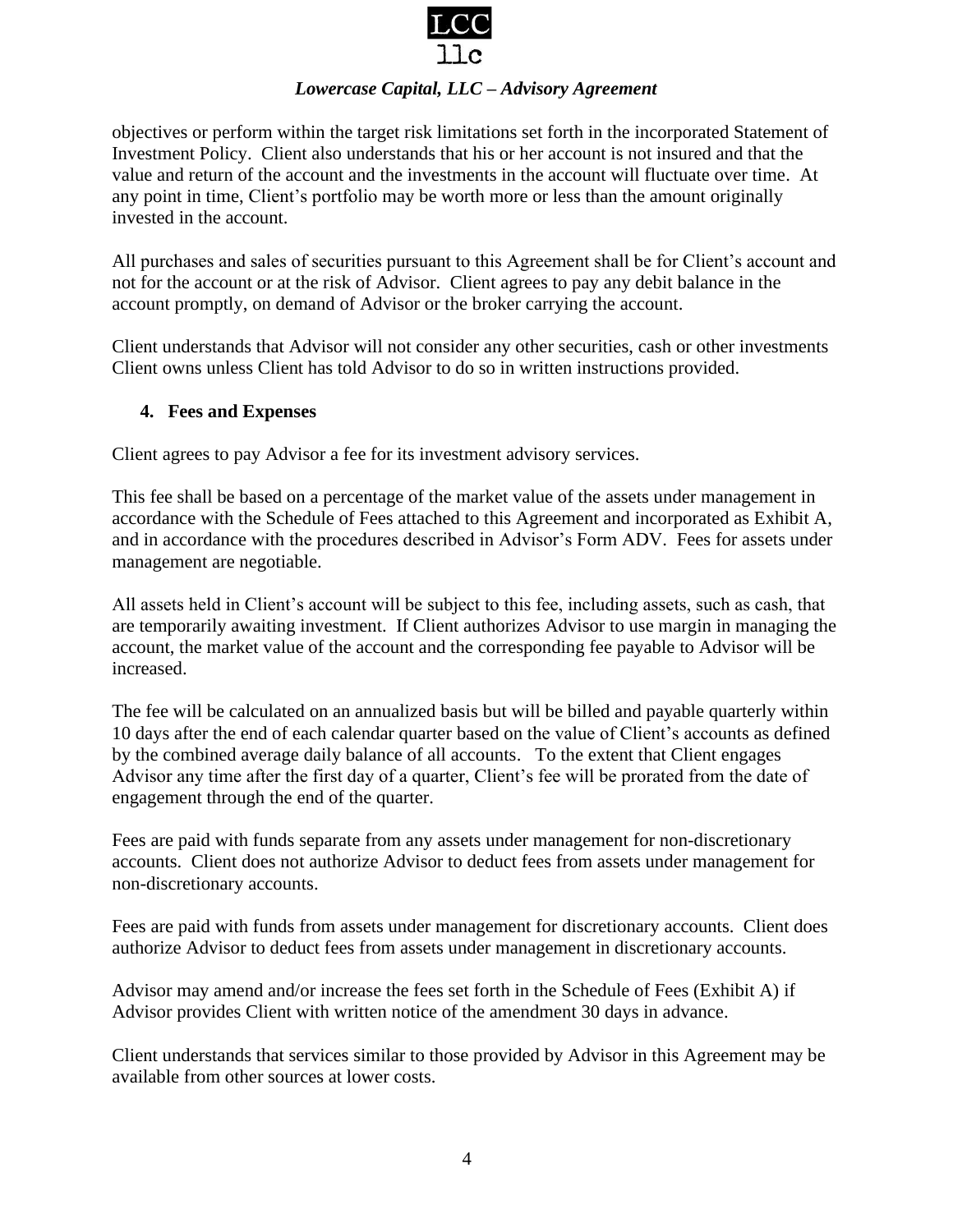objectives or perform within the target risk limitations set forth in the incorporated Statement of Investment Policy. Client also understands that his or her account is not insured and that the value and return of the account and the investments in the account will fluctuate over time. At any point in time, Client's portfolio may be worth more or less than the amount originally invested in the account.

All purchases and sales of securities pursuant to this Agreement shall be for Client's account and not for the account or at the risk of Advisor. Client agrees to pay any debit balance in the account promptly, on demand of Advisor or the broker carrying the account.

Client understands that Advisor will not consider any other securities, cash or other investments Client owns unless Client has told Advisor to do so in written instructions provided.

## 4. Fees and Expenses

Client agrees to pay Advisor a fee for its investment advisory services.

This fee shall be based on a percentage of the market value of the assets under management in accordance with the Schedule of Fees attached to this Agreement and incorporated as Exhibit A, and in accordance with the procedures described in Advisor's Form ADV. Fees for assets under management are negotiable.

All assets held in Client's account will be subject to this fee, including assets, such as cash, that are temporarily awaiting investment. If Client authorizes Advisor to use margin in managing the account, the market value of the account and the corresponding fee payable to Advisor will be increased.

The fee will be calculated on an annualized basis but will be billed and payable quarterly within 10 days after the end of each calendar quarter based on the value of Client's accounts as defined by the combined average daily balance of all accounts. To the extent that Client engages Advisor any time after the first day of a quarter, Client's fee will be prorated from the date of engagement through the end of the quarter.

Fees are paid with funds separate from any assets under management for non-discretionary accounts. Client does not authorize Advisor to deduct fees from assets under management for non-discretionary accounts.

Fees are paid with funds from assets under management for discretionary accounts. Client does authorize Advisor to deduct fees from assets under management in discretionary accounts.

Advisor may amend and/or increase the fees set forth in the Schedule of Fees (Exhibit A) if Advisor provides Client with written notice of the amendment 30 days in advance.

Client understands that services similar to those provided by Advisor in this Agreement may be available from other sources at lower costs.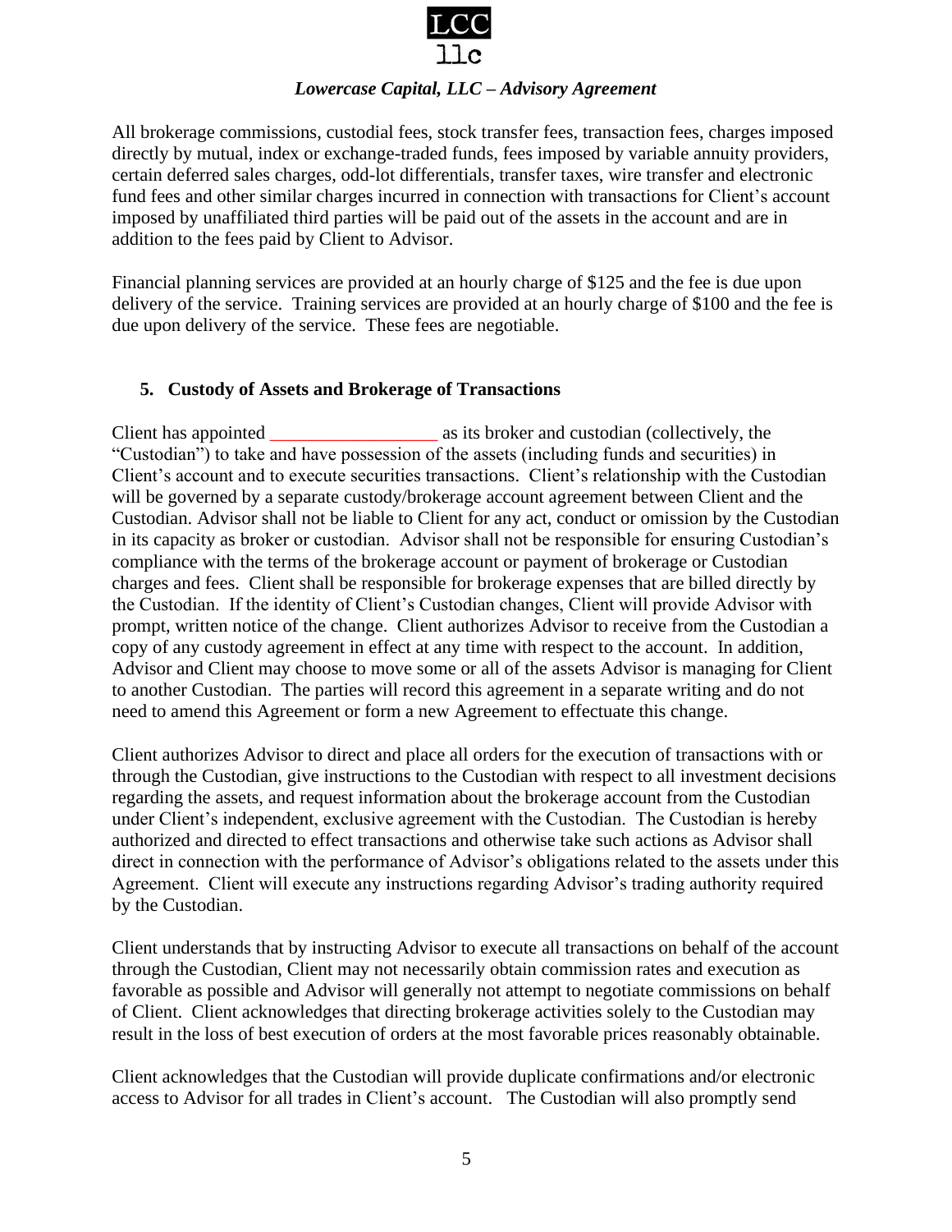All brokerage commissions, custodial fees, stock transfer fees, transaction fees, charges imposed directly by mutual, index or exchange-traded funds, fees imposed by variable annuity providers, certain deferred sales charges, odd-lot differentials, transfer taxes, wire transfer and electronic fund fees and other similar charges incurred in connection with transactions for Client's account imposed by unaffiliated third parties will be paid out of the assets in the account and are in addition to the fees paid by Client to Advisor.

Financial planning services are provided at an hourly charge of $125 and the fee is due upon delivery of the service. Training services are provided at an hourly charge of $100 and the fee is due upon delivery of the service. These fees are negotiable.

## 5. Custody of Assets and Brokerage of Transactions

Client has appointed __________________ as its broker and custodian (collectively, the "Custodian") to take and have possession of the assets (including funds and securities) in Client's account and to execute securities transactions. Client's relationship with the Custodian will be governed by a separate custody/brokerage account agreement between Client and the Custodian. Advisor shall not be liable to Client for any act, conduct or omission by the Custodian in its capacity as broker or custodian. Advisor shall not be responsible for ensuring Custodian's compliance with the terms of the brokerage account or payment of brokerage or Custodian charges and fees. Client shall be responsible for brokerage expenses that are billed directly by the Custodian. If the identity of Client's Custodian changes, Client will provide Advisor with prompt, written notice of the change. Client authorizes Advisor to receive from the Custodian a copy of any custody agreement in effect at any time with respect to the account. In addition, Advisor and Client may choose to move some or all of the assets Advisor is managing for Client to another Custodian. The parties will record this agreement in a separate writing and do not need to amend this Agreement or form a new Agreement to effectuate this change.

Client authorizes Advisor to direct and place all orders for the execution of transactions with or through the Custodian, give instructions to the Custodian with respect to all investment decisions regarding the assets, and request information about the brokerage account from the Custodian under Client's independent, exclusive agreement with the Custodian. The Custodian is hereby authorized and directed to effect transactions and otherwise take such actions as Advisor shall direct in connection with the performance of Advisor's obligations related to the assets under this Agreement. Client will execute any instructions regarding Advisor's trading authority required by the Custodian.

Client understands that by instructing Advisor to execute all transactions on behalf of the account through the Custodian, Client may not necessarily obtain commission rates and execution as favorable as possible and Advisor will generally not attempt to negotiate commissions on behalf of Client. Client acknowledges that directing brokerage activities solely to the Custodian may result in the loss of best execution of orders at the most favorable prices reasonably obtainable.

Client acknowledges that the Custodian will provide duplicate confirmations and/or electronic access to Advisor for all trades in Client's account. The Custodian will also promptly send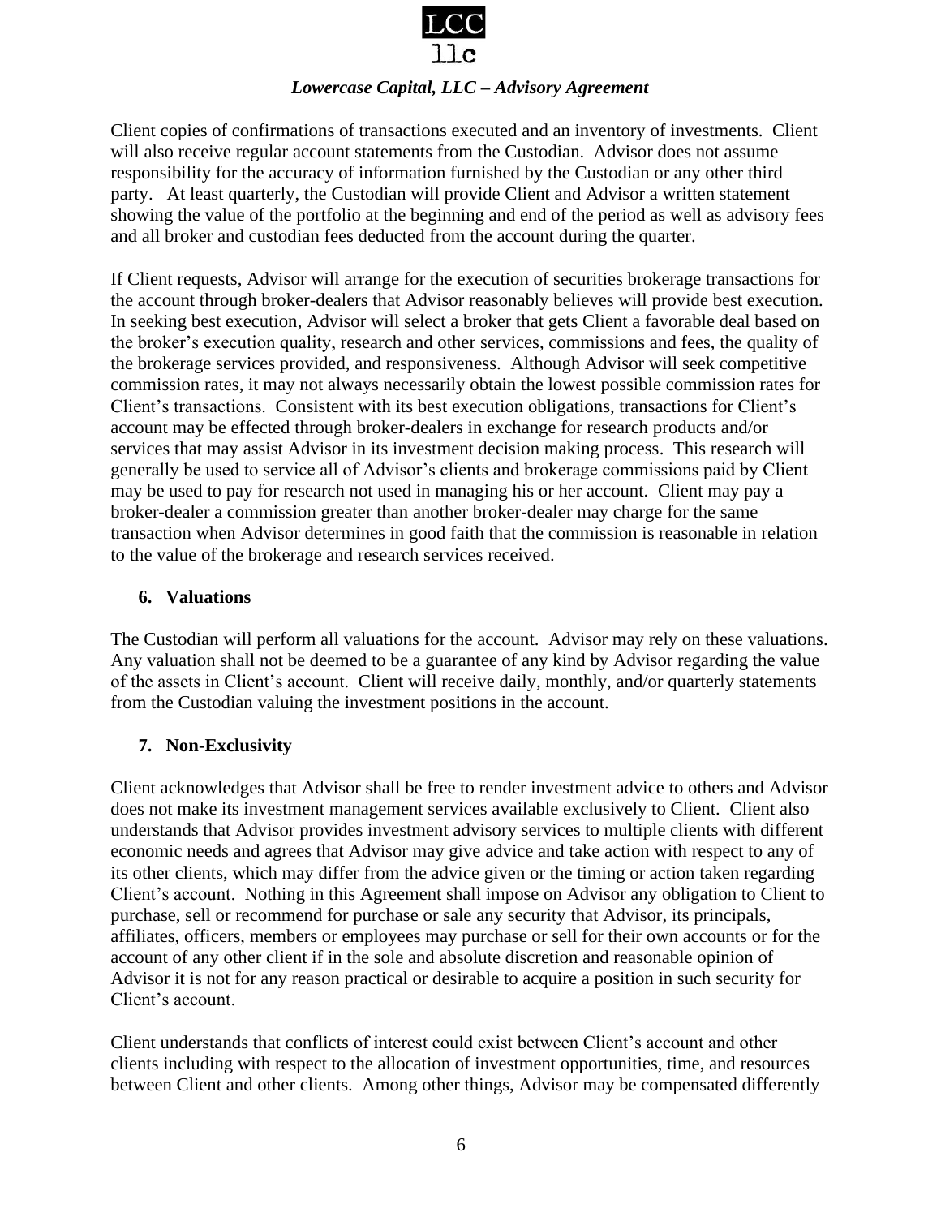Client copies of confirmations of transactions executed and an inventory of investments. Client will also receive regular account statements from the Custodian. Advisor does not assume responsibility for the accuracy of information furnished by the Custodian or any other third party. At least quarterly, the Custodian will provide Client and Advisor a written statement showing the value of the portfolio at the beginning and end of the period as well as advisory fees and all broker and custodian fees deducted from the account during the quarter.

If Client requests, Advisor will arrange for the execution of securities brokerage transactions for the account through broker-dealers that Advisor reasonably believes will provide best execution. In seeking best execution, Advisor will select a broker that gets Client a favorable deal based on the broker's execution quality, research and other services, commissions and fees, the quality of the brokerage services provided, and responsiveness. Although Advisor will seek competitive commission rates, it may not always necessarily obtain the lowest possible commission rates for Client's transactions. Consistent with its best execution obligations, transactions for Client's account may be effected through broker-dealers in exchange for research products and/or services that may assist Advisor in its investment decision making process. This research will generally be used to service all of Advisor's clients and brokerage commissions paid by Client may be used to pay for research not used in managing his or her account. Client may pay a broker-dealer a commission greater than another broker-dealer may charge for the same transaction when Advisor determines in good faith that the commission is reasonable in relation to the value of the brokerage and research services received.

## 6. Valuations

The Custodian will perform all valuations for the account. Advisor may rely on these valuations. Any valuation shall not be deemed to be a guarantee of any kind by Advisor regarding the value of the assets in Client's account. Client will receive daily, monthly, and/or quarterly statements from the Custodian valuing the investment positions in the account.

## 7. Non-Exclusivity

Client acknowledges that Advisor shall be free to render investment advice to others and Advisor does not make its investment management services available exclusively to Client. Client also understands that Advisor provides investment advisory services to multiple clients with different economic needs and agrees that Advisor may give advice and take action with respect to any of its other clients, which may differ from the advice given or the timing or action taken regarding Client's account. Nothing in this Agreement shall impose on Advisor any obligation to Client to purchase, sell or recommend for purchase or sale any security that Advisor, its principals, affiliates, officers, members or employees may purchase or sell for their own accounts or for the account of any other client if in the sole and absolute discretion and reasonable opinion of Advisor it is not for any reason practical or desirable to acquire a position in such security for Client's account.

Client understands that conflicts of interest could exist between Client's account and other clients including with respect to the allocation of investment opportunities, time, and resources between Client and other clients. Among other things, Advisor may be compensated differently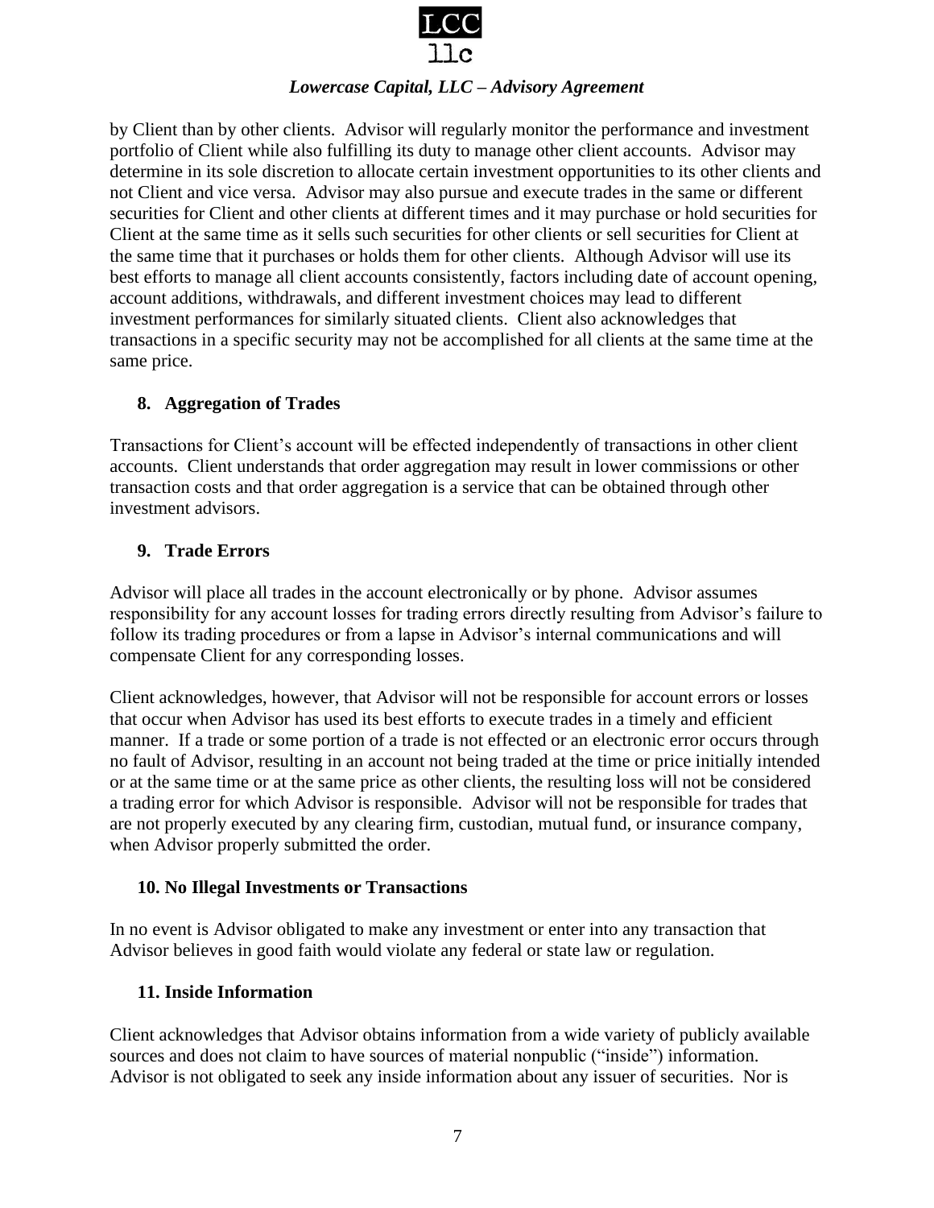by Client than by other clients. Advisor will regularly monitor the performance and investment portfolio of Client while also fulfilling its duty to manage other client accounts. Advisor may determine in its sole discretion to allocate certain investment opportunities to its other clients and not Client and vice versa. Advisor may also pursue and execute trades in the same or different securities for Client and other clients at different times and it may purchase or hold securities for Client at the same time as it sells such securities for other clients or sell securities for Client at the same time that it purchases or holds them for other clients. Although Advisor will use its best efforts to manage all client accounts consistently, factors including date of account opening, account additions, withdrawals, and different investment choices may lead to different investment performances for similarly situated clients. Client also acknowledges that transactions in a specific security may not be accomplished for all clients at the same time at the same price.

### 8. Aggregation of Trades

Transactions for Client's account will be effected independently of transactions in other client accounts. Client understands that order aggregation may result in lower commissions or other transaction costs and that order aggregation is a service that can be obtained through other investment advisors.

### 9. Trade Errors

Advisor will place all trades in the account electronically or by phone. Advisor assumes responsibility for any account losses for trading errors directly resulting from Advisor's failure to follow its trading procedures or from a lapse in Advisor's internal communications and will compensate Client for any corresponding losses.

Client acknowledges, however, that Advisor will not be responsible for account errors or losses that occur when Advisor has used its best efforts to execute trades in a timely and efficient manner. If a trade or some portion of a trade is not effected or an electronic error occurs through no fault of Advisor, resulting in an account not being traded at the time or price initially intended or at the same time or at the same price as other clients, the resulting loss will not be considered a trading error for which Advisor is responsible. Advisor will not be responsible for trades that are not properly executed by any clearing firm, custodian, mutual fund, or insurance company, when Advisor properly submitted the order.

### 10. No Illegal Investments or Transactions

In no event is Advisor obligated to make any investment or enter into any transaction that Advisor believes in good faith would violate any federal or state law or regulation.

### 11. Inside Information

Client acknowledges that Advisor obtains information from a wide variety of publicly available sources and does not claim to have sources of material nonpublic ("inside") information. Advisor is not obligated to seek any inside information about any issuer of securities. Nor is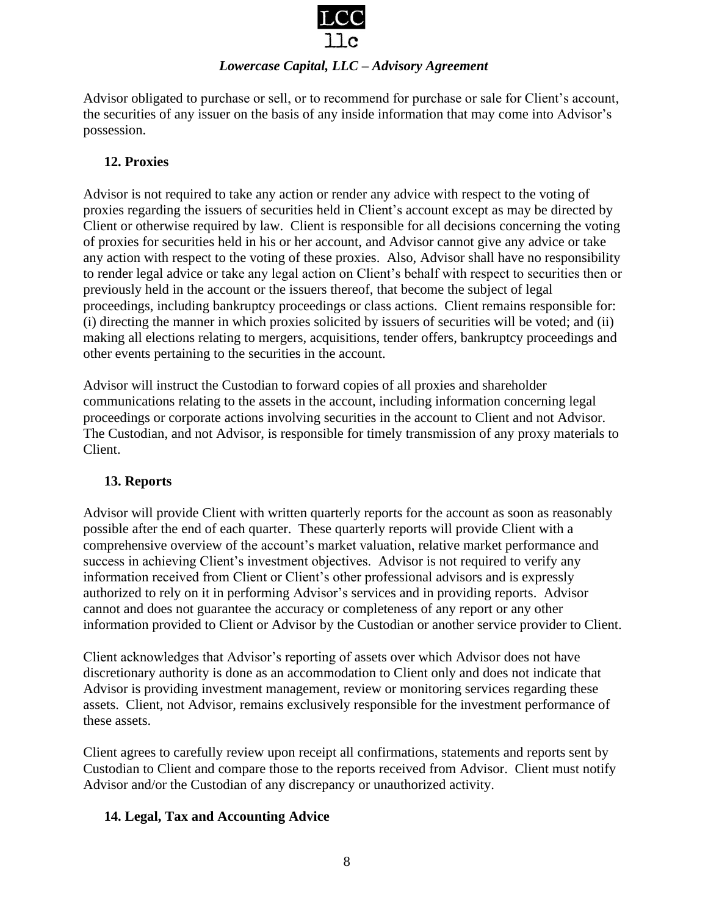Advisor obligated to purchase or sell, or to recommend for purchase or sale for Client's account, the securities of any issuer on the basis of any inside information that may come into Advisor's possession.

## 12. Proxies

Advisor is not required to take any action or render any advice with respect to the voting of proxies regarding the issuers of securities held in Client's account except as may be directed by Client or otherwise required by law. Client is responsible for all decisions concerning the voting of proxies for securities held in his or her account, and Advisor cannot give any advice or take any action with respect to the voting of these proxies. Also, Advisor shall have no responsibility to render legal advice or take any legal action on Client's behalf with respect to securities then or previously held in the account or the issuers thereof, that become the subject of legal proceedings, including bankruptcy proceedings or class actions. Client remains responsible for: (i) directing the manner in which proxies solicited by issuers of securities will be voted; and (ii) making all elections relating to mergers, acquisitions, tender offers, bankruptcy proceedings and other events pertaining to the securities in the account.

Advisor will instruct the Custodian to forward copies of all proxies and shareholder communications relating to the assets in the account, including information concerning legal proceedings or corporate actions involving securities in the account to Client and not Advisor. The Custodian, and not Advisor, is responsible for timely transmission of any proxy materials to Client.

## 13. Reports

Advisor will provide Client with written quarterly reports for the account as soon as reasonably possible after the end of each quarter. These quarterly reports will provide Client with a comprehensive overview of the account's market valuation, relative market performance and success in achieving Client's investment objectives. Advisor is not required to verify any information received from Client or Client's other professional advisors and is expressly authorized to rely on it in performing Advisor's services and in providing reports. Advisor cannot and does not guarantee the accuracy or completeness of any report or any other information provided to Client or Advisor by the Custodian or another service provider to Client.

Client acknowledges that Advisor's reporting of assets over which Advisor does not have discretionary authority is done as an accommodation to Client only and does not indicate that Advisor is providing investment management, review or monitoring services regarding these assets. Client, not Advisor, remains exclusively responsible for the investment performance of these assets.

Client agrees to carefully review upon receipt all confirmations, statements and reports sent by Custodian to Client and compare those to the reports received from Advisor. Client must notify Advisor and/or the Custodian of any discrepancy or unauthorized activity.

## 14. Legal, Tax and Accounting Advice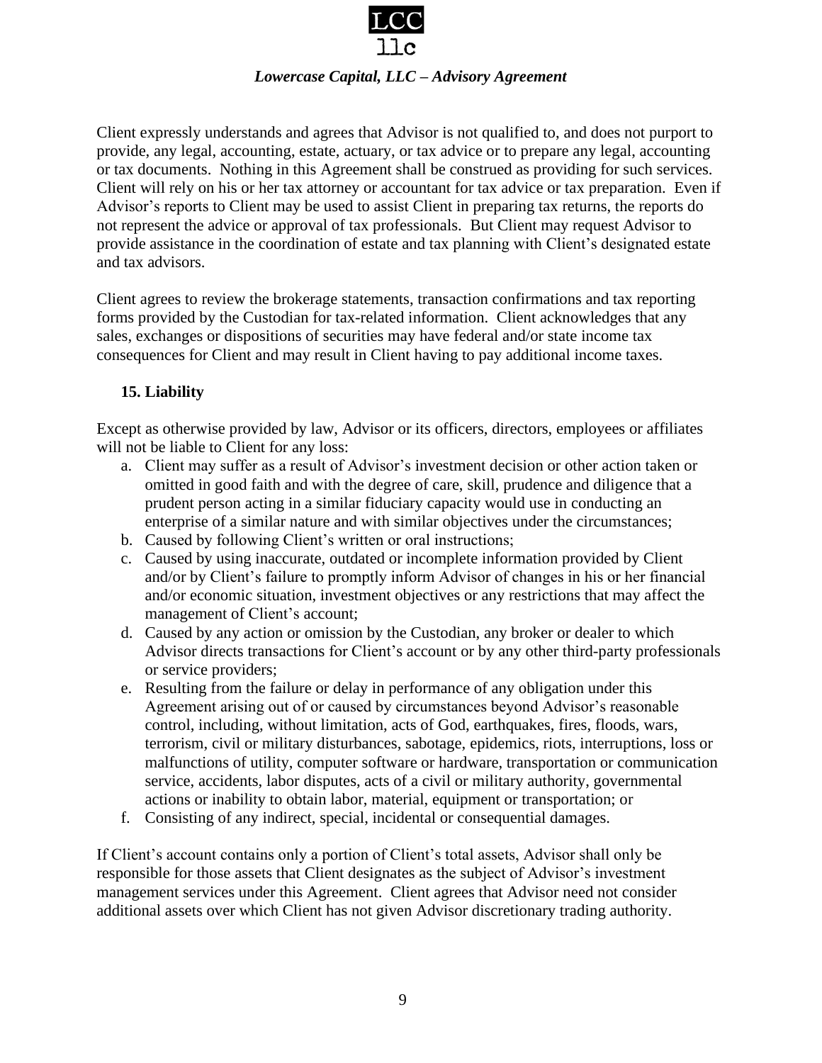Client expressly understands and agrees that Advisor is not qualified to, and does not purport to provide, any legal, accounting, estate, actuary, or tax advice or to prepare any legal, accounting or tax documents. Nothing in this Agreement shall be construed as providing for such services. Client will rely on his or her tax attorney or accountant for tax advice or tax preparation. Even if Advisor's reports to Client may be used to assist Client in preparing tax returns, the reports do not represent the advice or approval of tax professionals. But Client may request Advisor to provide assistance in the coordination of estate and tax planning with Client's designated estate and tax advisors.

Client agrees to review the brokerage statements, transaction confirmations and tax reporting forms provided by the Custodian for tax-related information. Client acknowledges that any sales, exchanges or dispositions of securities may have federal and/or state income tax consequences for Client and may result in Client having to pay additional income taxes.

### 15. Liability

Except as otherwise provided by law, Advisor or its officers, directors, employees or affiliates will not be liable to Client for any loss:

a. Client may suffer as a result of Advisor's investment decision or other action taken or omitted in good faith and with the degree of care, skill, prudence and diligence that a prudent person acting in a similar fiduciary capacity would use in conducting an enterprise of a similar nature and with similar objectives under the circumstances;
b. Caused by following Client's written or oral instructions;
c. Caused by using inaccurate, outdated or incomplete information provided by Client and/or by Client's failure to promptly inform Advisor of changes in his or her financial and/or economic situation, investment objectives or any restrictions that may affect the management of Client's account;
d. Caused by any action or omission by the Custodian, any broker or dealer to which Advisor directs transactions for Client's account or by any other third-party professionals or service providers;
e. Resulting from the failure or delay in performance of any obligation under this Agreement arising out of or caused by circumstances beyond Advisor's reasonable control, including, without limitation, acts of God, earthquakes, fires, floods, wars, terrorism, civil or military disturbances, sabotage, epidemics, riots, interruptions, loss or malfunctions of utility, computer software or hardware, transportation or communication service, accidents, labor disputes, acts of a civil or military authority, governmental actions or inability to obtain labor, material, equipment or transportation; or
f. Consisting of any indirect, special, incidental or consequential damages.

If Client's account contains only a portion of Client's total assets, Advisor shall only be responsible for those assets that Client designates as the subject of Advisor's investment management services under this Agreement. Client agrees that Advisor need not consider additional assets over which Client has not given Advisor discretionary trading authority.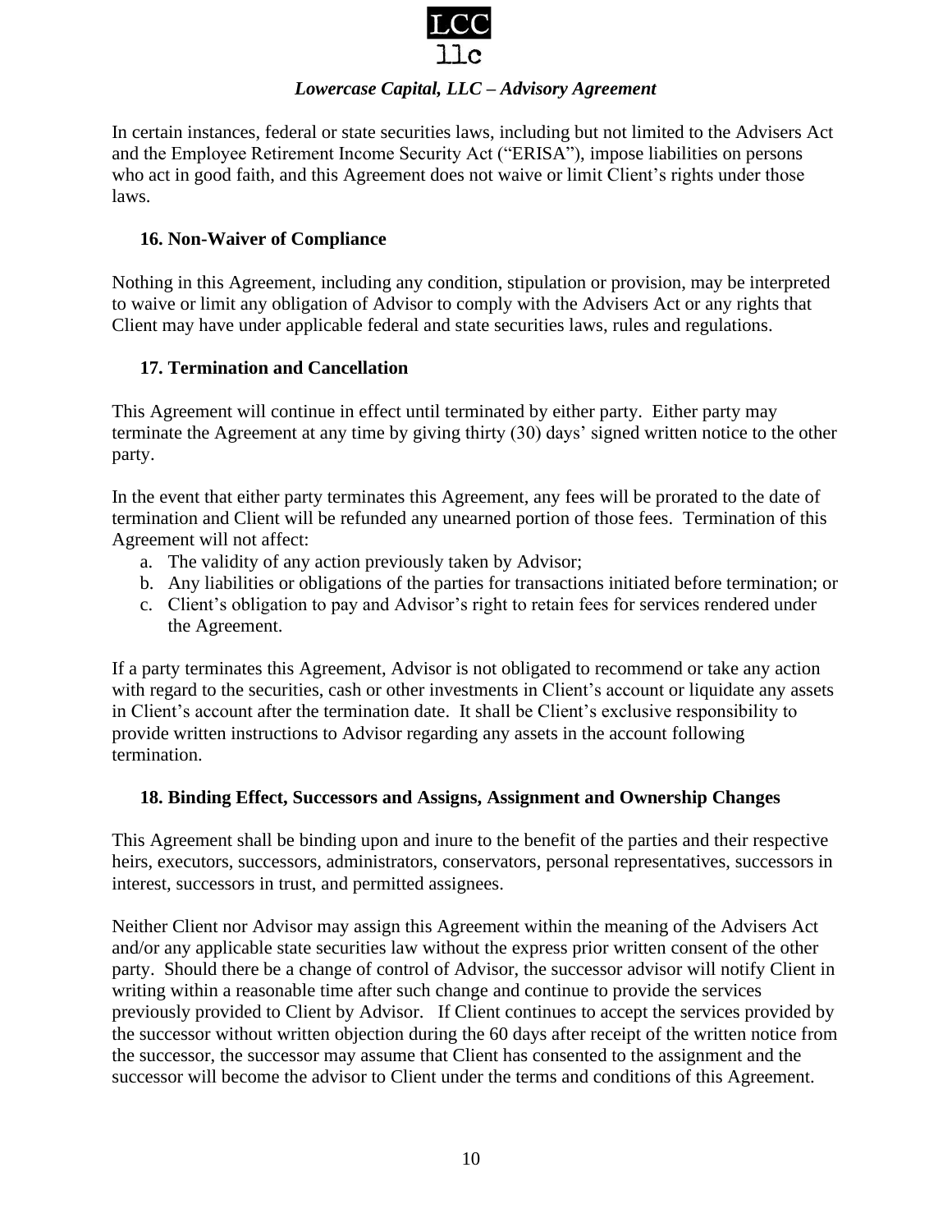In certain instances, federal or state securities laws, including but not limited to the Advisers Act and the Employee Retirement Income Security Act ("ERISA"), impose liabilities on persons who act in good faith, and this Agreement does not waive or limit Client's rights under those laws.

### 16. Non-Waiver of Compliance

Nothing in this Agreement, including any condition, stipulation or provision, may be interpreted to waive or limit any obligation of Advisor to comply with the Advisers Act or any rights that Client may have under applicable federal and state securities laws, rules and regulations.

### 17. Termination and Cancellation

This Agreement will continue in effect until terminated by either party. Either party may terminate the Agreement at any time by giving thirty (30) days' signed written notice to the other party.

In the event that either party terminates this Agreement, any fees will be prorated to the date of termination and Client will be refunded any unearned portion of those fees. Termination of this Agreement will not affect:

a. The validity of any action previously taken by Advisor;
b. Any liabilities or obligations of the parties for transactions initiated before termination; or
c. Client's obligation to pay and Advisor's right to retain fees for services rendered under the Agreement.

If a party terminates this Agreement, Advisor is not obligated to recommend or take any action with regard to the securities, cash or other investments in Client's account or liquidate any assets in Client's account after the termination date. It shall be Client's exclusive responsibility to provide written instructions to Advisor regarding any assets in the account following termination.

### 18. Binding Effect, Successors and Assigns, Assignment and Ownership Changes

This Agreement shall be binding upon and inure to the benefit of the parties and their respective heirs, executors, successors, administrators, conservators, personal representatives, successors in interest, successors in trust, and permitted assignees.

Neither Client nor Advisor may assign this Agreement within the meaning of the Advisers Act and/or any applicable state securities law without the express prior written consent of the other party. Should there be a change of control of Advisor, the successor advisor will notify Client in writing within a reasonable time after such change and continue to provide the services previously provided to Client by Advisor. If Client continues to accept the services provided by the successor without written objection during the 60 days after receipt of the written notice from the successor, the successor may assume that Client has consented to the assignment and the successor will become the advisor to Client under the terms and conditions of this Agreement.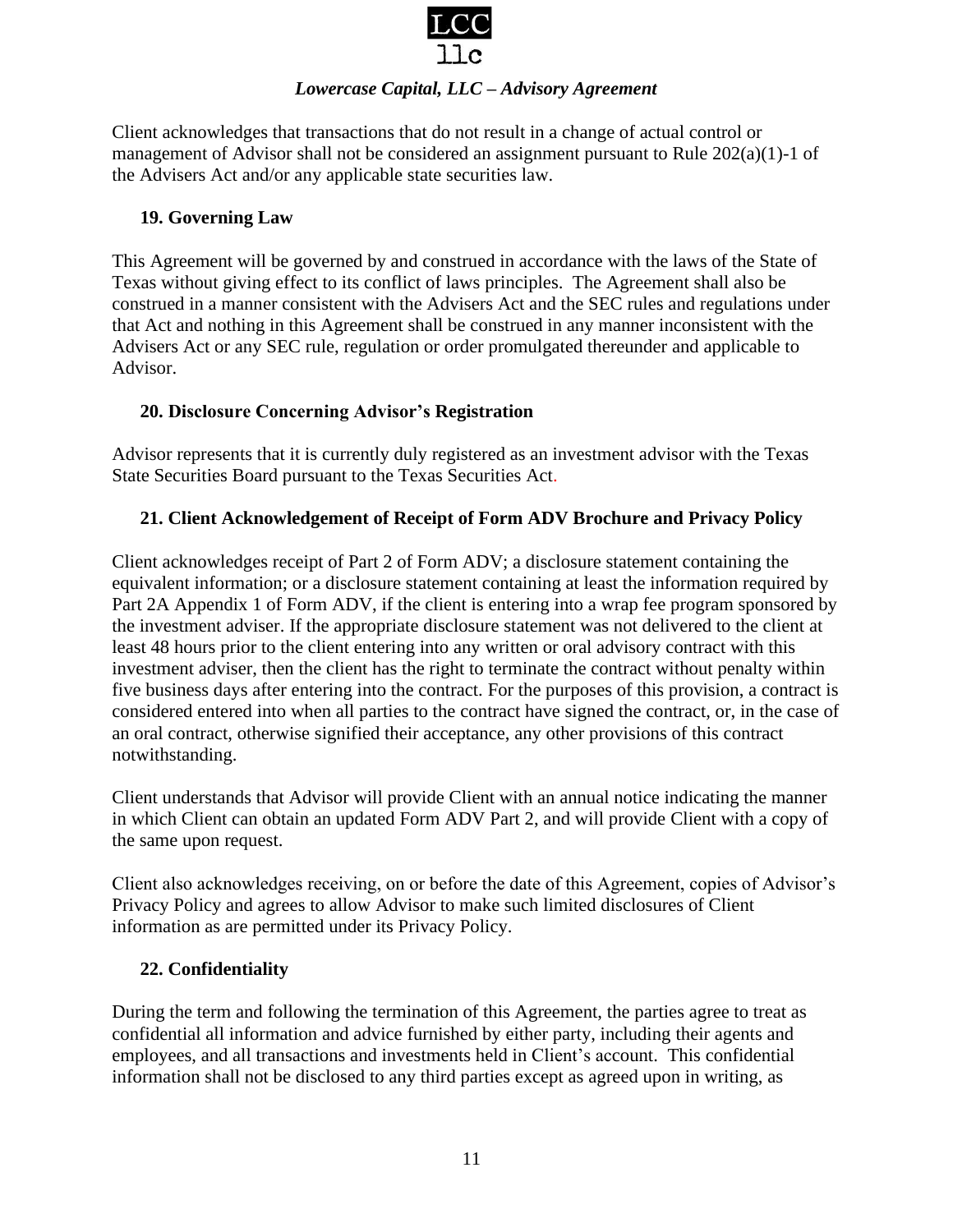Client acknowledges that transactions that do not result in a change of actual control or management of Advisor shall not be considered an assignment pursuant to Rule 202(a)(1)-1 of the Advisers Act and/or any applicable state securities law.

### 19. Governing Law

This Agreement will be governed by and construed in accordance with the laws of the State of Texas without giving effect to its conflict of laws principles. The Agreement shall also be construed in a manner consistent with the Advisers Act and the SEC rules and regulations under that Act and nothing in this Agreement shall be construed in any manner inconsistent with the Advisers Act or any SEC rule, regulation or order promulgated thereunder and applicable to Advisor.

### 20. Disclosure Concerning Advisor's Registration

Advisor represents that it is currently duly registered as an investment advisor with the Texas State Securities Board pursuant to the Texas Securities Act.

### 21. Client Acknowledgement of Receipt of Form ADV Brochure and Privacy Policy

Client acknowledges receipt of Part 2 of Form ADV; a disclosure statement containing the equivalent information; or a disclosure statement containing at least the information required by Part 2A Appendix 1 of Form ADV, if the client is entering into a wrap fee program sponsored by the investment adviser. If the appropriate disclosure statement was not delivered to the client at least 48 hours prior to the client entering into any written or oral advisory contract with this investment adviser, then the client has the right to terminate the contract without penalty within five business days after entering into the contract. For the purposes of this provision, a contract is considered entered into when all parties to the contract have signed the contract, or, in the case of an oral contract, otherwise signified their acceptance, any other provisions of this contract notwithstanding.

Client understands that Advisor will provide Client with an annual notice indicating the manner in which Client can obtain an updated Form ADV Part 2, and will provide Client with a copy of the same upon request.

Client also acknowledges receiving, on or before the date of this Agreement, copies of Advisor's Privacy Policy and agrees to allow Advisor to make such limited disclosures of Client information as are permitted under its Privacy Policy.

### 22. Confidentiality

During the term and following the termination of this Agreement, the parties agree to treat as confidential all information and advice furnished by either party, including their agents and employees, and all transactions and investments held in Client's account. This confidential information shall not be disclosed to any third parties except as agreed upon in writing, as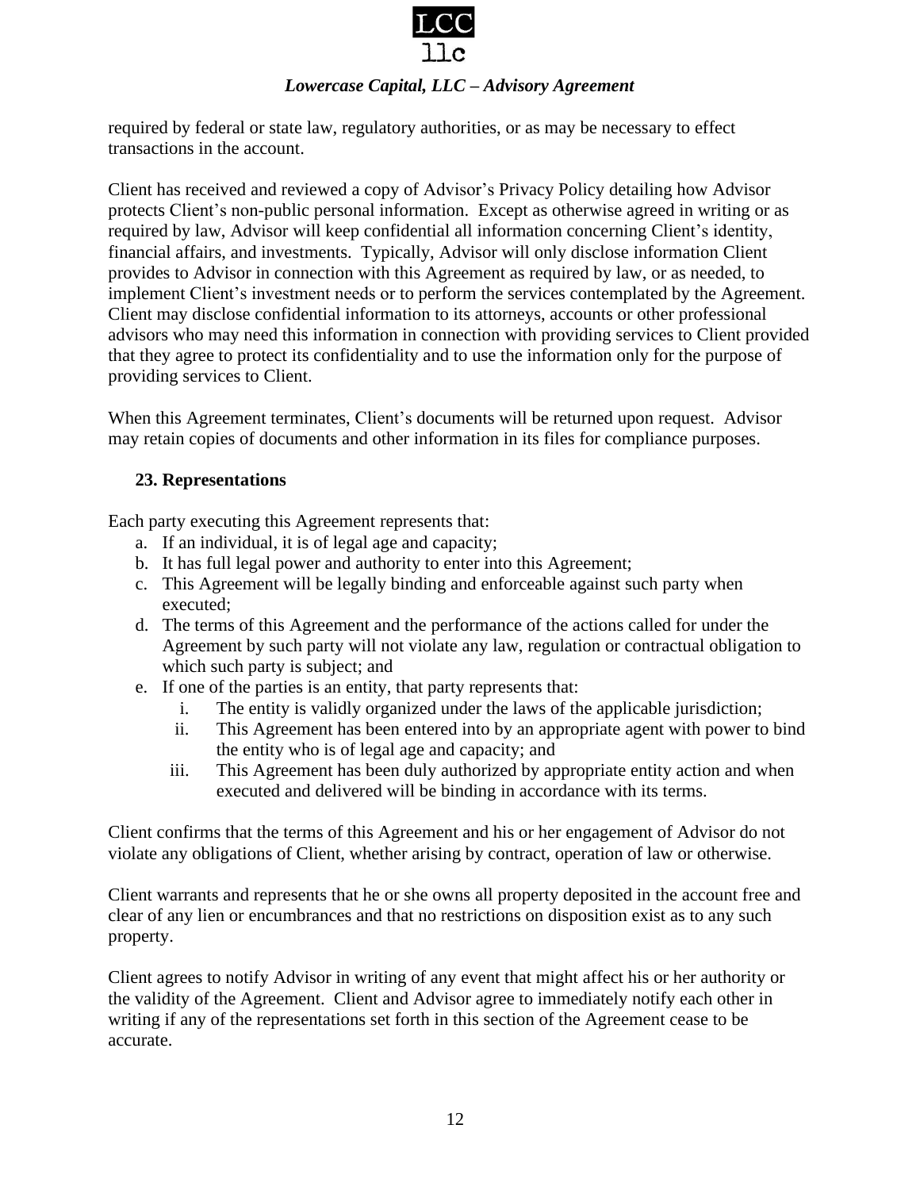required by federal or state law, regulatory authorities, or as may be necessary to effect transactions in the account.

Client has received and reviewed a copy of Advisor's Privacy Policy detailing how Advisor protects Client's non-public personal information. Except as otherwise agreed in writing or as required by law, Advisor will keep confidential all information concerning Client's identity, financial affairs, and investments. Typically, Advisor will only disclose information Client provides to Advisor in connection with this Agreement as required by law, or as needed, to implement Client's investment needs or to perform the services contemplated by the Agreement. Client may disclose confidential information to its attorneys, accounts or other professional advisors who may need this information in connection with providing services to Client provided that they agree to protect its confidentiality and to use the information only for the purpose of providing services to Client.

When this Agreement terminates, Client's documents will be returned upon request. Advisor may retain copies of documents and other information in its files for compliance purposes.

### 23. Representations

Each party executing this Agreement represents that:

a. If an individual, it is of legal age and capacity;
b. It has full legal power and authority to enter into this Agreement;
c. This Agreement will be legally binding and enforceable against such party when executed;
d. The terms of this Agreement and the performance of the actions called for under the Agreement by such party will not violate any law, regulation or contractual obligation to which such party is subject; and
e. If one of the parties is an entity, that party represents that:
   i. The entity is validly organized under the laws of the applicable jurisdiction;
   ii. This Agreement has been entered into by an appropriate agent with power to bind the entity who is of legal age and capacity; and
   iii. This Agreement has been duly authorized by appropriate entity action and when executed and delivered will be binding in accordance with its terms.

Client confirms that the terms of this Agreement and his or her engagement of Advisor do not violate any obligations of Client, whether arising by contract, operation of law or otherwise.

Client warrants and represents that he or she owns all property deposited in the account free and clear of any lien or encumbrances and that no restrictions on disposition exist as to any such property.

Client agrees to notify Advisor in writing of any event that might affect his or her authority or the validity of the Agreement. Client and Advisor agree to immediately notify each other in writing if any of the representations set forth in this section of the Agreement cease to be accurate.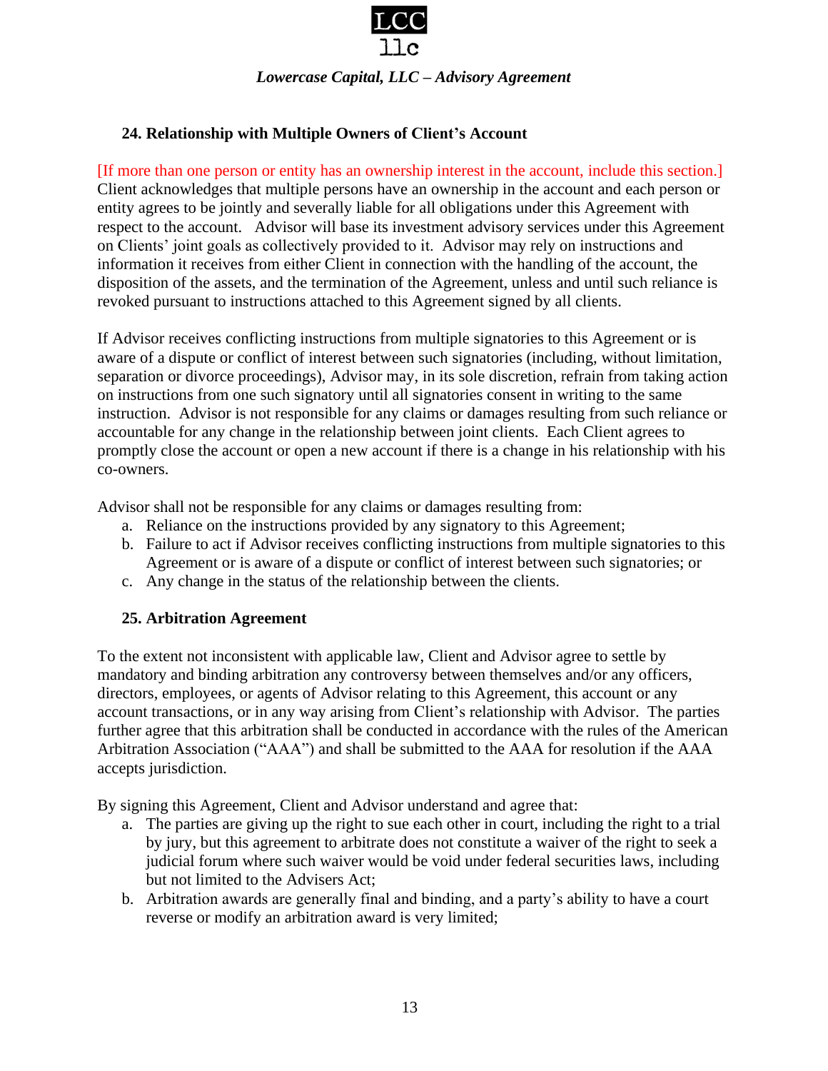### 24. Relationship with Multiple Owners of Client's Account

[If more than one person or entity has an ownership interest in the account, include this section.] Client acknowledges that multiple persons have an ownership in the account and each person or entity agrees to be jointly and severally liable for all obligations under this Agreement with respect to the account. Advisor will base its investment advisory services under this Agreement on Clients' joint goals as collectively provided to it. Advisor may rely on instructions and information it receives from either Client in connection with the handling of the account, the disposition of the assets, and the termination of the Agreement, unless and until such reliance is revoked pursuant to instructions attached to this Agreement signed by all clients.

If Advisor receives conflicting instructions from multiple signatories to this Agreement or is aware of a dispute or conflict of interest between such signatories (including, without limitation, separation or divorce proceedings), Advisor may, in its sole discretion, refrain from taking action on instructions from one such signatory until all signatories consent in writing to the same instruction. Advisor is not responsible for any claims or damages resulting from such reliance or accountable for any change in the relationship between joint clients. Each Client agrees to promptly close the account or open a new account if there is a change in his relationship with his co-owners.

Advisor shall not be responsible for any claims or damages resulting from:

a. Reliance on the instructions provided by any signatory to this Agreement;
b. Failure to act if Advisor receives conflicting instructions from multiple signatories to this Agreement or is aware of a dispute or conflict of interest between such signatories; or
c. Any change in the status of the relationship between the clients.

### 25. Arbitration Agreement

To the extent not inconsistent with applicable law, Client and Advisor agree to settle by mandatory and binding arbitration any controversy between themselves and/or any officers, directors, employees, or agents of Advisor relating to this Agreement, this account or any account transactions, or in any way arising from Client's relationship with Advisor. The parties further agree that this arbitration shall be conducted in accordance with the rules of the American Arbitration Association ("AAA") and shall be submitted to the AAA for resolution if the AAA accepts jurisdiction.

By signing this Agreement, Client and Advisor understand and agree that:

a. The parties are giving up the right to sue each other in court, including the right to a trial by jury, but this agreement to arbitrate does not constitute a waiver of the right to seek a judicial forum where such waiver would be void under federal securities laws, including but not limited to the Advisers Act;
b. Arbitration awards are generally final and binding, and a party's ability to have a court reverse or modify an arbitration award is very limited;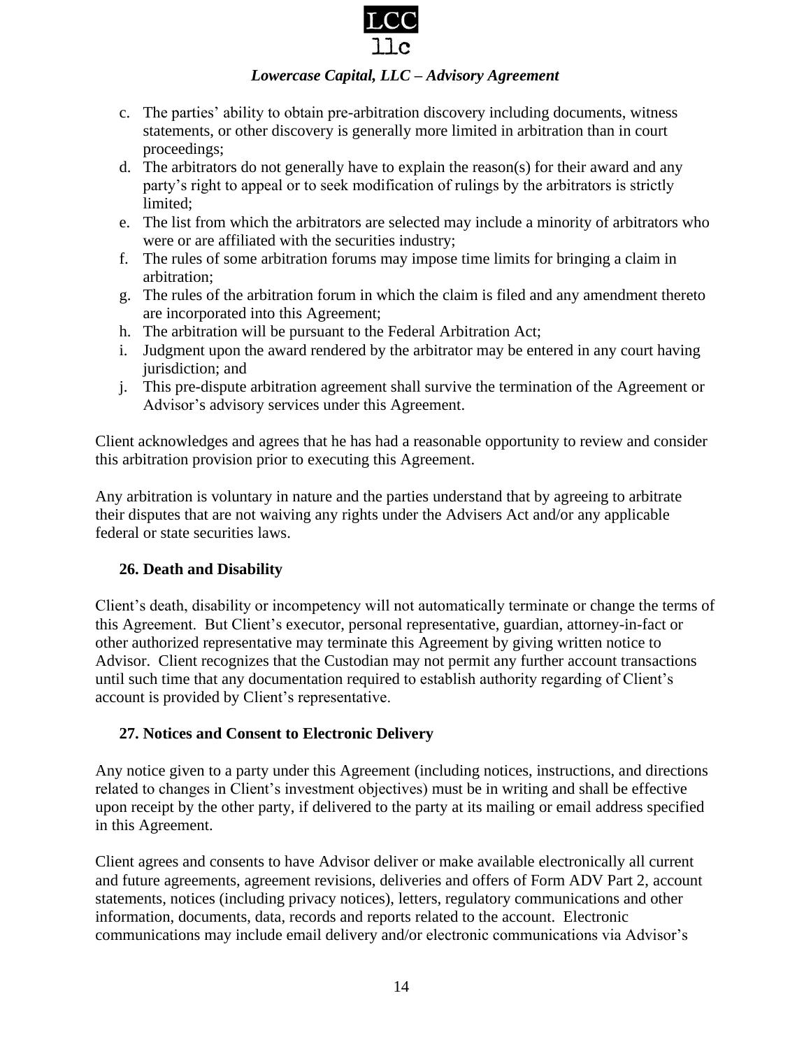c. The parties' ability to obtain pre-arbitration discovery including documents, witness statements, or other discovery is generally more limited in arbitration than in court proceedings;
d. The arbitrators do not generally have to explain the reason(s) for their award and any party's right to appeal or to seek modification of rulings by the arbitrators is strictly limited;
e. The list from which the arbitrators are selected may include a minority of arbitrators who were or are affiliated with the securities industry;
f. The rules of some arbitration forums may impose time limits for bringing a claim in arbitration;
g. The rules of the arbitration forum in which the claim is filed and any amendment thereto are incorporated into this Agreement;
h. The arbitration will be pursuant to the Federal Arbitration Act;
i. Judgment upon the award rendered by the arbitrator may be entered in any court having jurisdiction; and
j. This pre-dispute arbitration agreement shall survive the termination of the Agreement or Advisor's advisory services under this Agreement.

Client acknowledges and agrees that he has had a reasonable opportunity to review and consider this arbitration provision prior to executing this Agreement.

Any arbitration is voluntary in nature and the parties understand that by agreeing to arbitrate their disputes that are not waiving any rights under the Advisers Act and/or any applicable federal or state securities laws.

### 26. Death and Disability

Client's death, disability or incompetency will not automatically terminate or change the terms of this Agreement. But Client's executor, personal representative, guardian, attorney-in-fact or other authorized representative may terminate this Agreement by giving written notice to Advisor. Client recognizes that the Custodian may not permit any further account transactions until such time that any documentation required to establish authority regarding of Client's account is provided by Client's representative.

### 27. Notices and Consent to Electronic Delivery

Any notice given to a party under this Agreement (including notices, instructions, and directions related to changes in Client's investment objectives) must be in writing and shall be effective upon receipt by the other party, if delivered to the party at its mailing or email address specified in this Agreement.

Client agrees and consents to have Advisor deliver or make available electronically all current and future agreements, agreement revisions, deliveries and offers of Form ADV Part 2, account statements, notices (including privacy notices), letters, regulatory communications and other information, documents, data, records and reports related to the account. Electronic communications may include email delivery and/or electronic communications via Advisor's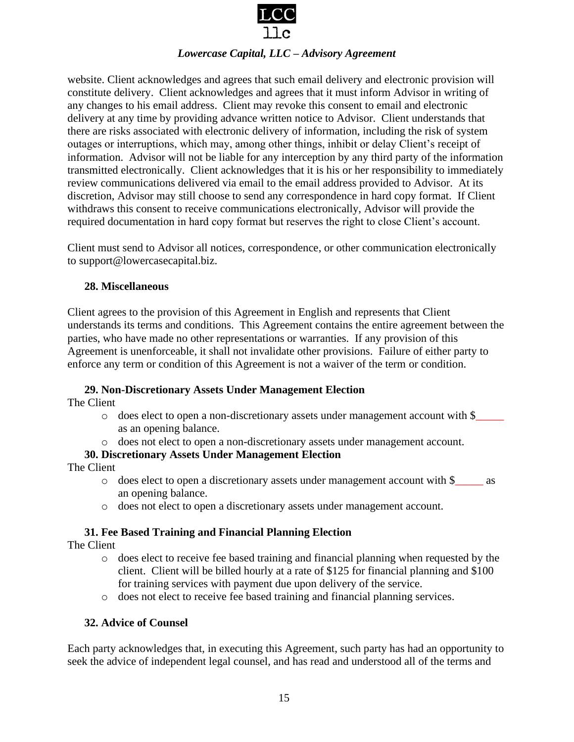website. Client acknowledges and agrees that such email delivery and electronic provision will constitute delivery. Client acknowledges and agrees that it must inform Advisor in writing of any changes to his email address. Client may revoke this consent to email and electronic delivery at any time by providing advance written notice to Advisor. Client understands that there are risks associated with electronic delivery of information, including the risk of system outages or interruptions, which may, among other things, inhibit or delay Client's receipt of information. Advisor will not be liable for any interception by any third party of the information transmitted electronically. Client acknowledges that it is his or her responsibility to immediately review communications delivered via email to the email address provided to Advisor. At its discretion, Advisor may still choose to send any correspondence in hard copy format. If Client withdraws this consent to receive communications electronically, Advisor will provide the required documentation in hard copy format but reserves the right to close Client's account.

Client must send to Advisor all notices, correspondence, or other communication electronically to support@lowercasecapital.biz.

### 28. Miscellaneous

Client agrees to the provision of this Agreement in English and represents that Client understands its terms and conditions. This Agreement contains the entire agreement between the parties, who have made no other representations or warranties. If any provision of this Agreement is unenforceable, it shall not invalidate other provisions. Failure of either party to enforce any term or condition of this Agreement is not a waiver of the term or condition.

### 29. Non-Discretionary Assets Under Management Election

The Client

- does elect to open a non-discretionary assets under management account with $_____ as an opening balance.
- does not elect to open a non-discretionary assets under management account.

### 30. Discretionary Assets Under Management Election

The Client

- does elect to open a discretionary assets under management account with $_____ as an opening balance.
- does not elect to open a discretionary assets under management account.

### 31. Fee Based Training and Financial Planning Election

The Client

- does elect to receive fee based training and financial planning when requested by the client. Client will be billed hourly at a rate of $125 for financial planning and $100 for training services with payment due upon delivery of the service.
- does not elect to receive fee based training and financial planning services.

### 32. Advice of Counsel

Each party acknowledges that, in executing this Agreement, such party has had an opportunity to seek the advice of independent legal counsel, and has read and understood all of the terms and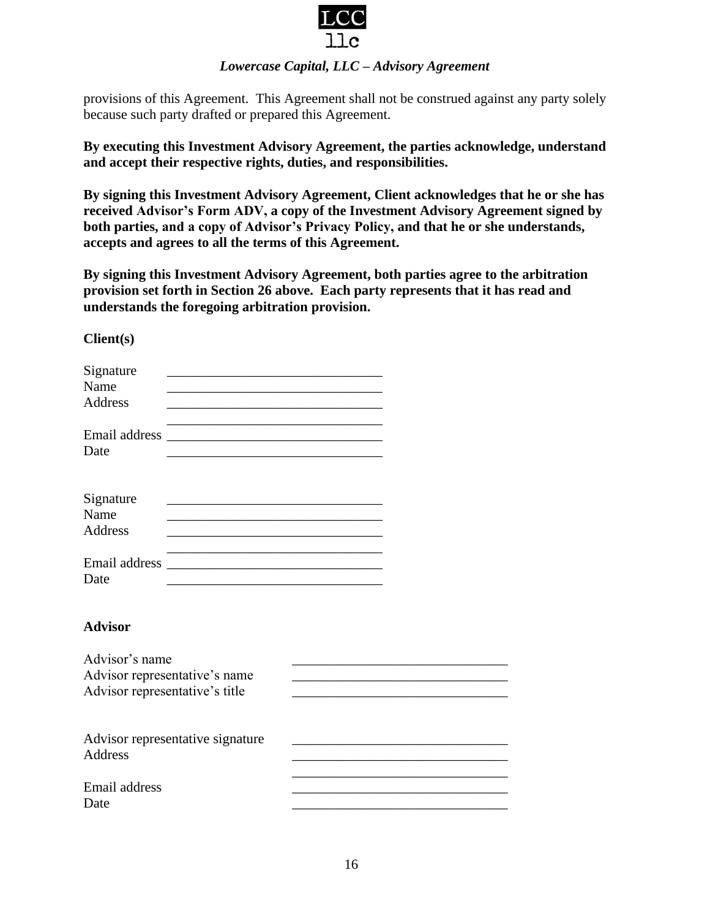provisions of this Agreement. This Agreement shall not be construed against any party solely because such party drafted or prepared this Agreement.

**By executing this Investment Advisory Agreement, the parties acknowledge, understand and accept their respective rights, duties, and responsibilities.**

**By signing this Investment Advisory Agreement, Client acknowledges that he or she has received Advisor's Form ADV, a copy of the Investment Advisory Agreement signed by both parties, and a copy of Advisor's Privacy Policy, and that he or she understands, accepts and agrees to all the terms of this Agreement.**

**By signing this Investment Advisory Agreement, both parties agree to the arbitration provision set forth in Section 26 above. Each party represents that it has read and understands the foregoing arbitration provision.**

**Client(s)**

Signature _______________________________
Name _______________________________
Address _______________________________
_______________________________
Email address _______________________________
Date _______________________________

Signature _______________________________
Name _______________________________
Address _______________________________
_______________________________
Email address _______________________________
Date _______________________________

**Advisor**

Advisor's name _______________________________
Advisor representative's name _______________________________
Advisor representative's title _______________________________

Advisor representative signature _______________________________
Address _______________________________
_______________________________
Email address _______________________________
Date _______________________________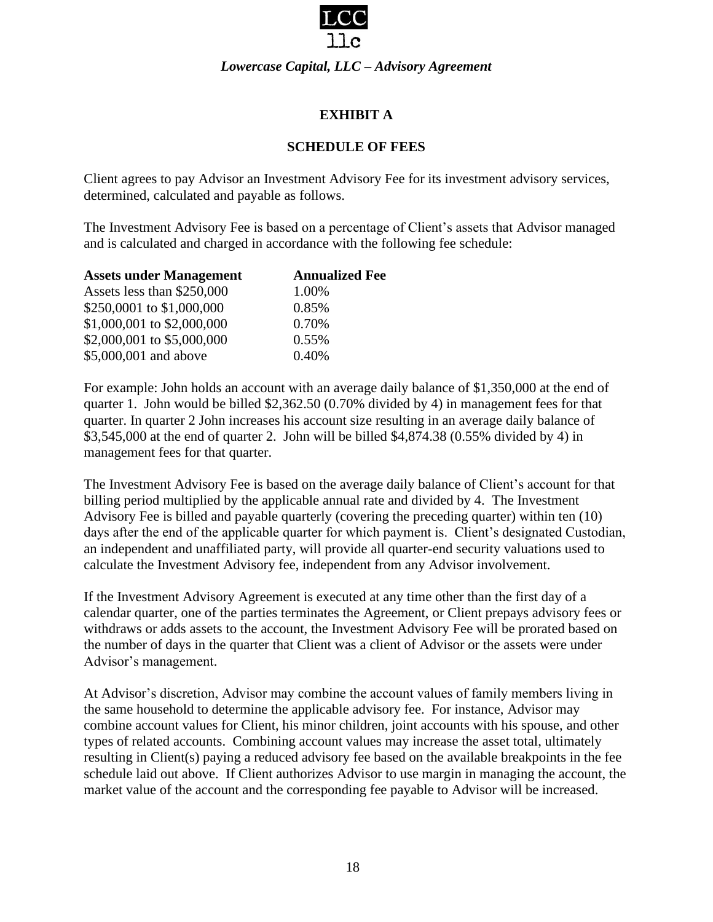*Lowercase Capital, LLC – Advisory Agreement*

## EXHIBIT A

## SCHEDULE OF FEES

Client agrees to pay Advisor an Investment Advisory Fee for its investment advisory services, determined, calculated and payable as follows.

The Investment Advisory Fee is based on a percentage of Client's assets that Advisor managed and is calculated and charged in accordance with the following fee schedule:

| Assets under Management | Annualized Fee |
|---|---|
| Assets less than $250,000 | 1.00% |
| $250,0001 to $1,000,000 | 0.85% |
| $1,000,001 to $2,000,000 | 0.70% |
| $2,000,001 to $5,000,000 | 0.55% |
| $5,000,001 and above | 0.40% |

For example: John holds an account with an average daily balance of $1,350,000 at the end of quarter 1. John would be billed $2,362.50 (0.70% divided by 4) in management fees for that quarter. In quarter 2 John increases his account size resulting in an average daily balance of $3,545,000 at the end of quarter 2. John will be billed $4,874.38 (0.55% divided by 4) in management fees for that quarter.

The Investment Advisory Fee is based on the average daily balance of Client's account for that billing period multiplied by the applicable annual rate and divided by 4. The Investment Advisory Fee is billed and payable quarterly (covering the preceding quarter) within ten (10) days after the end of the applicable quarter for which payment is. Client's designated Custodian, an independent and unaffiliated party, will provide all quarter-end security valuations used to calculate the Investment Advisory fee, independent from any Advisor involvement.

If the Investment Advisory Agreement is executed at any time other than the first day of a calendar quarter, one of the parties terminates the Agreement, or Client prepays advisory fees or withdraws or adds assets to the account, the Investment Advisory Fee will be prorated based on the number of days in the quarter that Client was a client of Advisor or the assets were under Advisor's management.

At Advisor's discretion, Advisor may combine the account values of family members living in the same household to determine the applicable advisory fee. For instance, Advisor may combine account values for Client, his minor children, joint accounts with his spouse, and other types of related accounts. Combining account values may increase the asset total, ultimately resulting in Client(s) paying a reduced advisory fee based on the available breakpoints in the fee schedule laid out above. If Client authorizes Advisor to use margin in managing the account, the market value of the account and the corresponding fee payable to Advisor will be increased.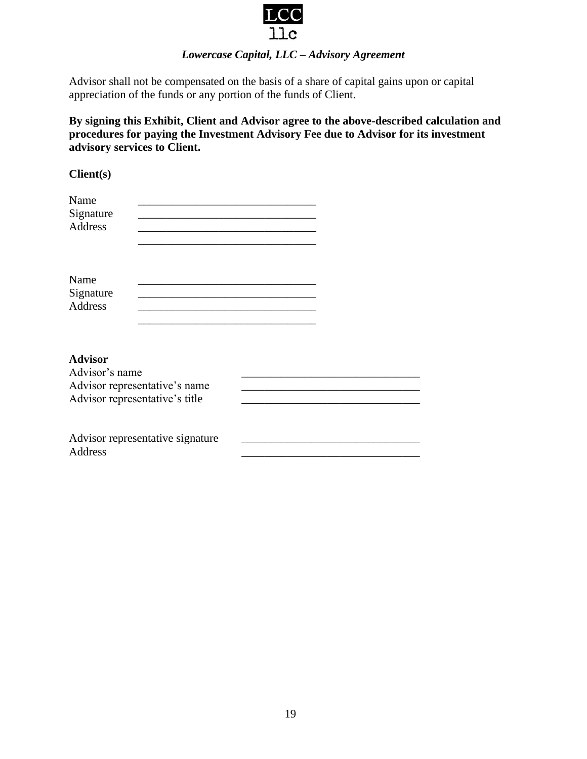Advisor shall not be compensated on the basis of a share of capital gains upon or capital appreciation of the funds or any portion of the funds of Client.

**By signing this Exhibit, Client and Advisor agree to the above-described calculation and procedures for paying the Investment Advisory Fee due to Advisor for its investment advisory services to Client.**

**Client(s)**

Name ______________________________
Signature ______________________________
Address ______________________________
______________________________

Name ______________________________
Signature ______________________________
Address ______________________________
______________________________

**Advisor**
Advisor's name ______________________________
Advisor representative's name ______________________________
Advisor representative's title ______________________________

Advisor representative signature ______________________________
Address ______________________________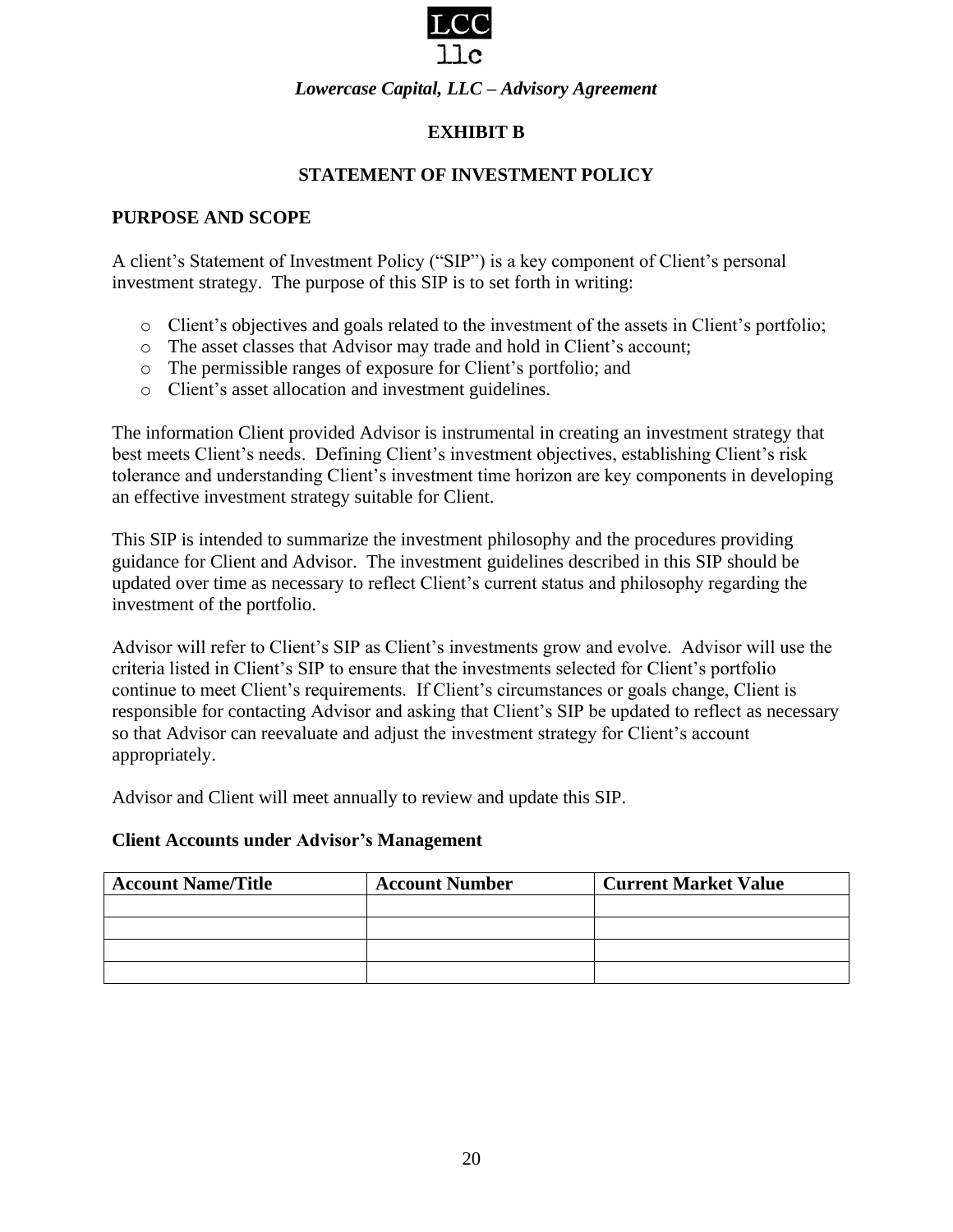*Lowercase Capital, LLC – Advisory Agreement*

## EXHIBIT B

## STATEMENT OF INVESTMENT POLICY

### PURPOSE AND SCOPE

A client's Statement of Investment Policy ("SIP") is a key component of Client's personal investment strategy. The purpose of this SIP is to set forth in writing:

- Client's objectives and goals related to the investment of the assets in Client's portfolio;
- The asset classes that Advisor may trade and hold in Client's account;
- The permissible ranges of exposure for Client's portfolio; and
- Client's asset allocation and investment guidelines.

The information Client provided Advisor is instrumental in creating an investment strategy that best meets Client's needs. Defining Client's investment objectives, establishing Client's risk tolerance and understanding Client's investment time horizon are key components in developing an effective investment strategy suitable for Client.

This SIP is intended to summarize the investment philosophy and the procedures providing guidance for Client and Advisor. The investment guidelines described in this SIP should be updated over time as necessary to reflect Client's current status and philosophy regarding the investment of the portfolio.

Advisor will refer to Client's SIP as Client's investments grow and evolve. Advisor will use the criteria listed in Client's SIP to ensure that the investments selected for Client's portfolio continue to meet Client's requirements. If Client's circumstances or goals change, Client is responsible for contacting Advisor and asking that Client's SIP be updated to reflect as necessary so that Advisor can reevaluate and adjust the investment strategy for Client's account appropriately.

Advisor and Client will meet annually to review and update this SIP.

**Client Accounts under Advisor's Management**

| Account Name/Title | Account Number | Current Market Value |
|---|---|---|
| | | |
| | | |
| | | |
| | | |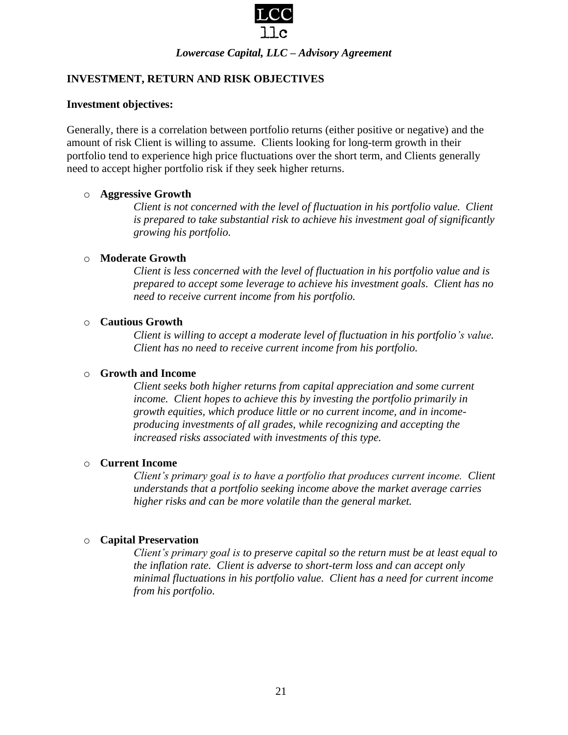## INVESTMENT, RETURN AND RISK OBJECTIVES

**Investment objectives:**

Generally, there is a correlation between portfolio returns (either positive or negative) and the amount of risk Client is willing to assume. Clients looking for long-term growth in their portfolio tend to experience high price fluctuations over the short term, and Clients generally need to accept higher portfolio risk if they seek higher returns.

- **Aggressive Growth**

  *Client is not concerned with the level of fluctuation in his portfolio value. Client is prepared to take substantial risk to achieve his investment goal of significantly growing his portfolio.*

- **Moderate Growth**

  *Client is less concerned with the level of fluctuation in his portfolio value and is prepared to accept some leverage to achieve his investment goals. Client has no need to receive current income from his portfolio.*

- **Cautious Growth**

  *Client is willing to accept a moderate level of fluctuation in his portfolio's value. Client has no need to receive current income from his portfolio.*

- **Growth and Income**

  *Client seeks both higher returns from capital appreciation and some current income. Client hopes to achieve this by investing the portfolio primarily in growth equities, which produce little or no current income, and in income-producing investments of all grades, while recognizing and accepting the increased risks associated with investments of this type.*

- **Current Income**

  *Client's primary goal is to have a portfolio that produces current income. Client understands that a portfolio seeking income above the market average carries higher risks and can be more volatile than the general market.*

- **Capital Preservation**

  *Client's primary goal is to preserve capital so the return must be at least equal to the inflation rate. Client is adverse to short-term loss and can accept only minimal fluctuations in his portfolio value. Client has a need for current income from his portfolio.*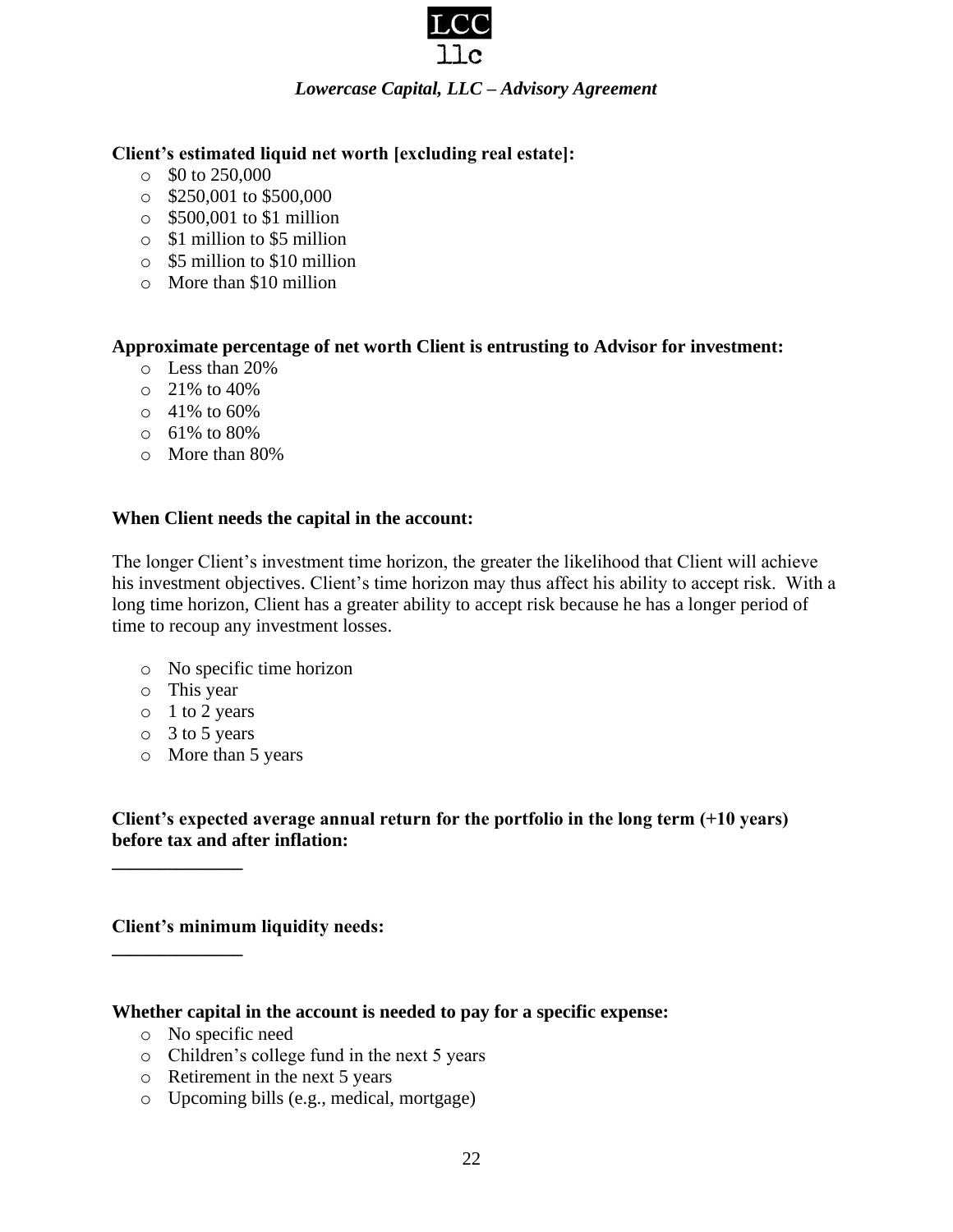**Client's estimated liquid net worth [excluding real estate]:**

- $0 to 250,000
- $250,001 to $500,000
- $500,001 to $1 million
- $1 million to $5 million
- $5 million to $10 million
- More than $10 million

**Approximate percentage of net worth Client is entrusting to Advisor for investment:**

- Less than 20%
- 21% to 40%
- 41% to 60%
- 61% to 80%
- More than 80%

**When Client needs the capital in the account:**

The longer Client's investment time horizon, the greater the likelihood that Client will achieve his investment objectives. Client's time horizon may thus affect his ability to accept risk. With a long time horizon, Client has a greater ability to accept risk because he has a longer period of time to recoup any investment losses.

- No specific time horizon
- This year
- 1 to 2 years
- 3 to 5 years
- More than 5 years

**Client's expected average annual return for the portfolio in the long term (+10 years) before tax and after inflation:**

______________

**Client's minimum liquidity needs:**

______________

**Whether capital in the account is needed to pay for a specific expense:**

- No specific need
- Children's college fund in the next 5 years
- Retirement in the next 5 years
- Upcoming bills (e.g., medical, mortgage)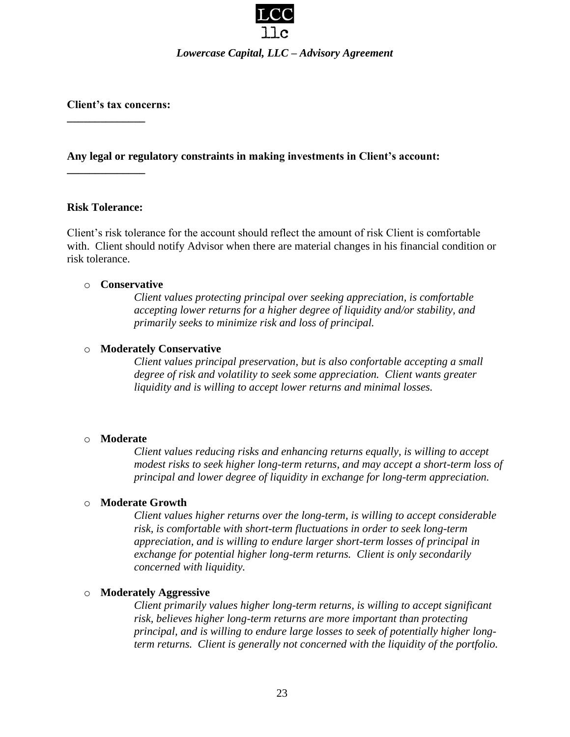**Client's tax concerns:**
______________

**Any legal or regulatory constraints in making investments in Client's account:**
______________

**Risk Tolerance:**

Client's risk tolerance for the account should reflect the amount of risk Client is comfortable with. Client should notify Advisor when there are material changes in his financial condition or risk tolerance.

- **Conservative**

  *Client values protecting principal over seeking appreciation, is comfortable accepting lower returns for a higher degree of liquidity and/or stability, and primarily seeks to minimize risk and loss of principal.*

- **Moderately Conservative**

  *Client values principal preservation, but is also confortable accepting a small degree of risk and volatility to seek some appreciation. Client wants greater liquidity and is willing to accept lower returns and minimal losses.*

- **Moderate**

  *Client values reducing risks and enhancing returns equally, is willing to accept modest risks to seek higher long-term returns, and may accept a short-term loss of principal and lower degree of liquidity in exchange for long-term appreciation.*

- **Moderate Growth**

  *Client values higher returns over the long-term, is willing to accept considerable risk, is comfortable with short-term fluctuations in order to seek long-term appreciation, and is willing to endure larger short-term losses of principal in exchange for potential higher long-term returns. Client is only secondarily concerned with liquidity.*

- **Moderately Aggressive**

  *Client primarily values higher long-term returns, is willing to accept significant risk, believes higher long-term returns are more important than protecting principal, and is willing to endure large losses to seek of potentially higher long-term returns. Client is generally not concerned with the liquidity of the portfolio.*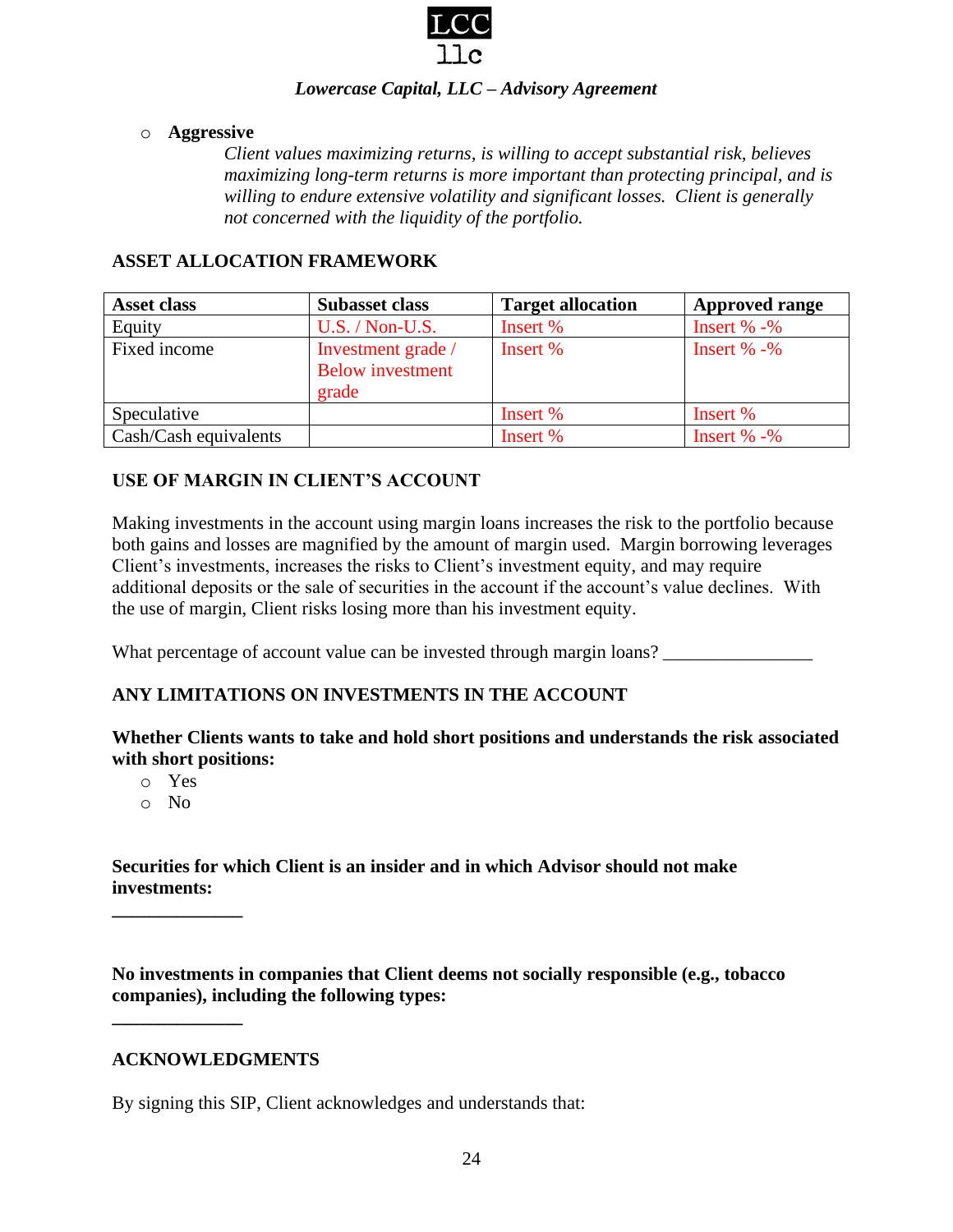- **Aggressive**

  *Client values maximizing returns, is willing to accept substantial risk, believes maximizing long-term returns is more important than protecting principal, and is willing to endure extensive volatility and significant losses. Client is generally not concerned with the liquidity of the portfolio.*

**ASSET ALLOCATION FRAMEWORK**

| Asset class | Subasset class | Target allocation | Approved range |
|---|---|---|---|
| Equity | U.S. / Non-U.S. | Insert % | Insert % -% |
| Fixed income | Investment grade / Below investment grade | Insert % | Insert % -% |
| Speculative | | Insert % | Insert % |
| Cash/Cash equivalents | | Insert % | Insert % -% |

**USE OF MARGIN IN CLIENT'S ACCOUNT**

Making investments in the account using margin loans increases the risk to the portfolio because both gains and losses are magnified by the amount of margin used. Margin borrowing leverages Client's investments, increases the risks to Client's investment equity, and may require additional deposits or the sale of securities in the account if the account's value declines. With the use of margin, Client risks losing more than his investment equity.

What percentage of account value can be invested through margin loans? ________________

**ANY LIMITATIONS ON INVESTMENTS IN THE ACCOUNT**

**Whether Clients wants to take and hold short positions and understands the risk associated with short positions:**

- Yes
- No

**Securities for which Client is an insider and in which Advisor should not make investments:**

______________

**No investments in companies that Client deems not socially responsible (e.g., tobacco companies), including the following types:**

______________

**ACKNOWLEDGMENTS**

By signing this SIP, Client acknowledges and understands that: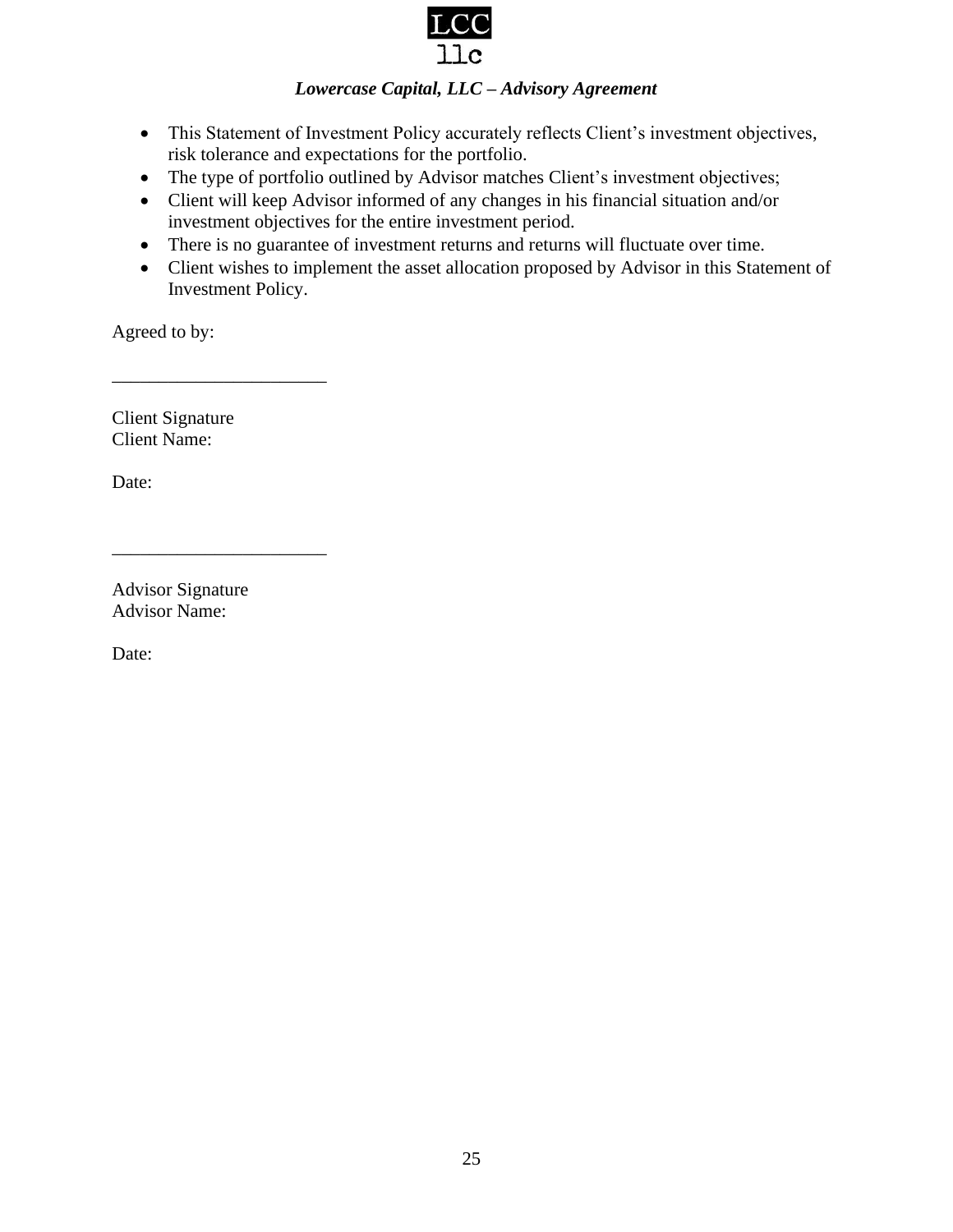- This Statement of Investment Policy accurately reflects Client's investment objectives, risk tolerance and expectations for the portfolio.
- The type of portfolio outlined by Advisor matches Client's investment objectives;
- Client will keep Advisor informed of any changes in his financial situation and/or investment objectives for the entire investment period.
- There is no guarantee of investment returns and returns will fluctuate over time.
- Client wishes to implement the asset allocation proposed by Advisor in this Statement of Investment Policy.

Agreed to by:

______________________

Client Signature
Client Name:

Date:

______________________

Advisor Signature
Advisor Name:

Date: